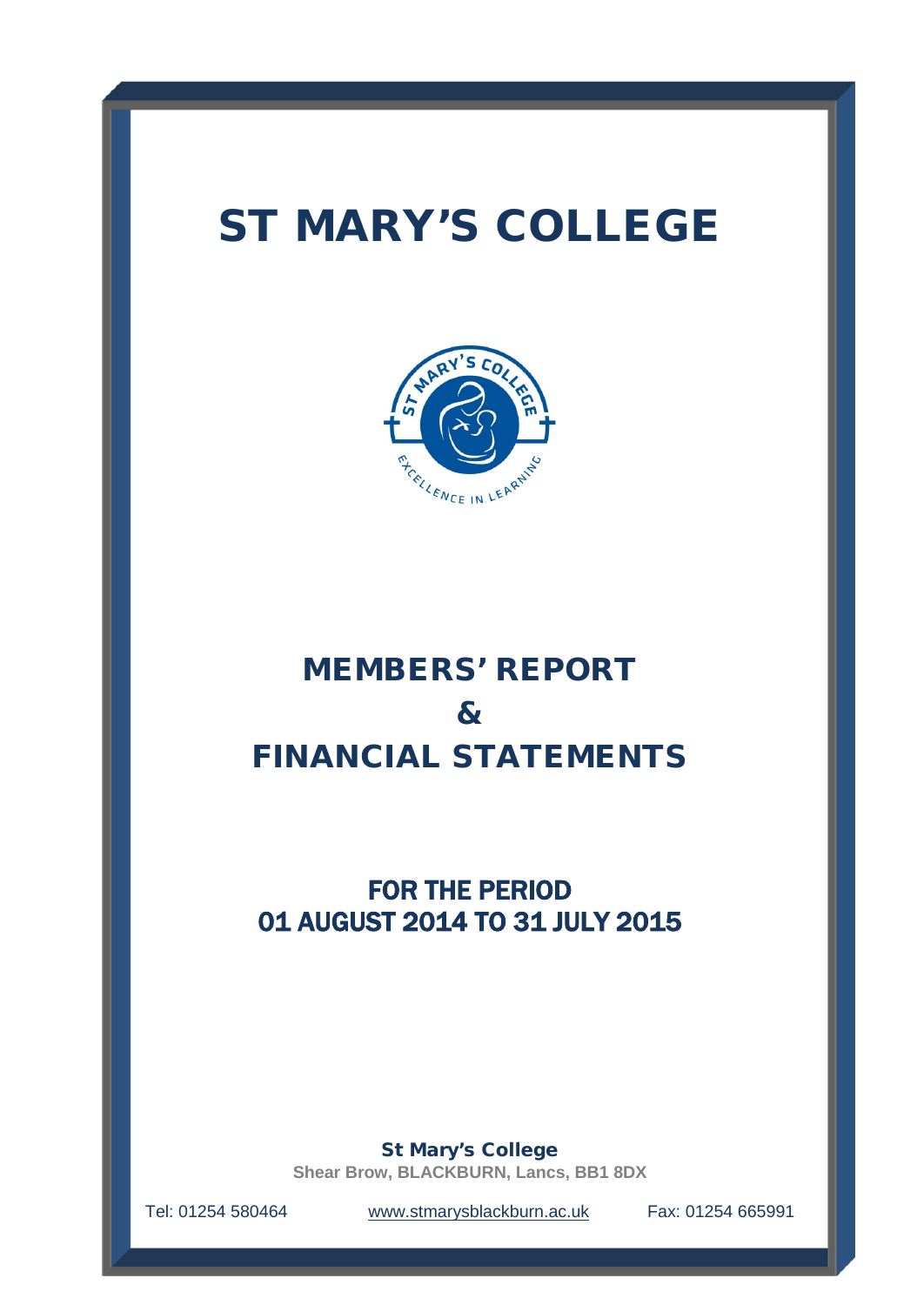# ST MARY'S COLLEGE

# MEMBERS' REPORT
# &
# FINANCIAL STATEMENTS

## FOR THE PERIOD
## 01 AUGUST 2014 TO 31 JULY 2015

**St Mary's College**
**Shear Brow, BLACKBURN, Lancs, BB1 8DX**

Tel: 01254 580464 www.stmarysblackburn.ac.uk Fax: 01254 665991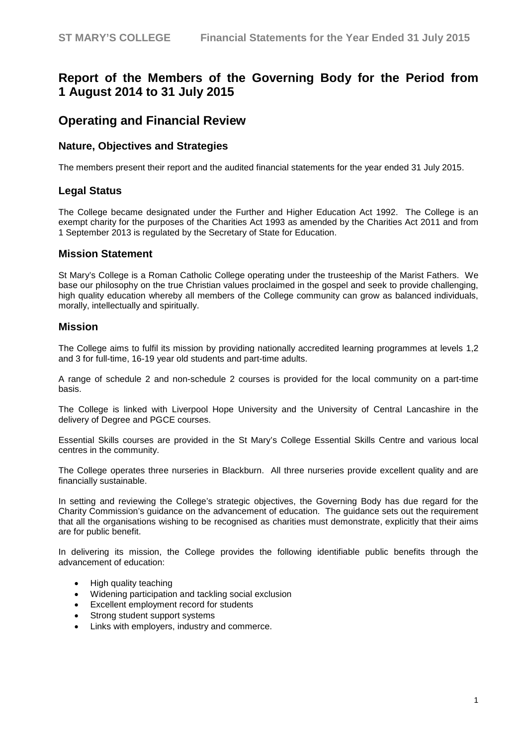# Report of the Members of the Governing Body for the Period from 1 August 2014 to 31 July 2015

## Operating and Financial Review

### Nature, Objectives and Strategies

The members present their report and the audited financial statements for the year ended 31 July 2015.

### Legal Status

The College became designated under the Further and Higher Education Act 1992. The College is an exempt charity for the purposes of the Charities Act 1993 as amended by the Charities Act 2011 and from 1 September 2013 is regulated by the Secretary of State for Education.

### Mission Statement

St Mary's College is a Roman Catholic College operating under the trusteeship of the Marist Fathers. We base our philosophy on the true Christian values proclaimed in the gospel and seek to provide challenging, high quality education whereby all members of the College community can grow as balanced individuals, morally, intellectually and spiritually.

### Mission

The College aims to fulfil its mission by providing nationally accredited learning programmes at levels 1,2 and 3 for full-time, 16-19 year old students and part-time adults.

A range of schedule 2 and non-schedule 2 courses is provided for the local community on a part-time basis.

The College is linked with Liverpool Hope University and the University of Central Lancashire in the delivery of Degree and PGCE courses.

Essential Skills courses are provided in the St Mary's College Essential Skills Centre and various local centres in the community.

The College operates three nurseries in Blackburn. All three nurseries provide excellent quality and are financially sustainable.

In setting and reviewing the College's strategic objectives, the Governing Body has due regard for the Charity Commission's guidance on the advancement of education. The guidance sets out the requirement that all the organisations wishing to be recognised as charities must demonstrate, explicitly that their aims are for public benefit.

In delivering its mission, the College provides the following identifiable public benefits through the advancement of education:

- High quality teaching
- Widening participation and tackling social exclusion
- Excellent employment record for students
- Strong student support systems
- Links with employers, industry and commerce.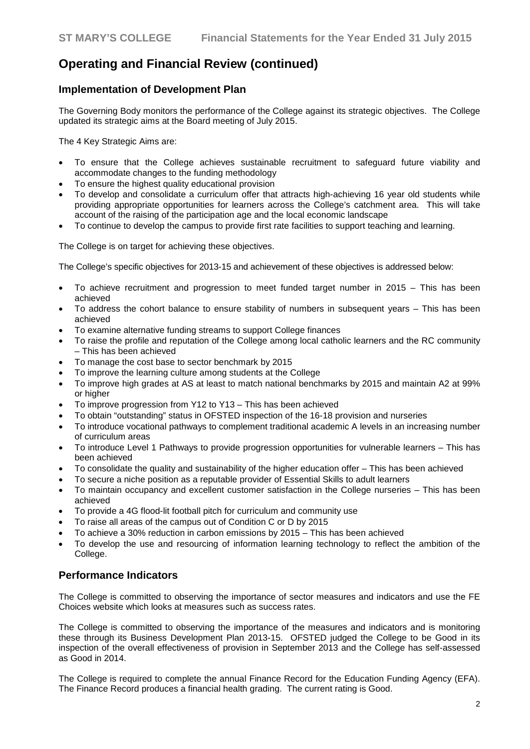# Operating and Financial Review (continued)

## Implementation of Development Plan

The Governing Body monitors the performance of the College against its strategic objectives. The College updated its strategic aims at the Board meeting of July 2015.

The 4 Key Strategic Aims are:

- To ensure that the College achieves sustainable recruitment to safeguard future viability and accommodate changes to the funding methodology
- To ensure the highest quality educational provision
- To develop and consolidate a curriculum offer that attracts high-achieving 16 year old students while providing appropriate opportunities for learners across the College's catchment area. This will take account of the raising of the participation age and the local economic landscape
- To continue to develop the campus to provide first rate facilities to support teaching and learning.

The College is on target for achieving these objectives.

The College's specific objectives for 2013-15 and achievement of these objectives is addressed below:

- To achieve recruitment and progression to meet funded target number in 2015 – This has been achieved
- To address the cohort balance to ensure stability of numbers in subsequent years – This has been achieved
- To examine alternative funding streams to support College finances
- To raise the profile and reputation of the College among local catholic learners and the RC community – This has been achieved
- To manage the cost base to sector benchmark by 2015
- To improve the learning culture among students at the College
- To improve high grades at AS at least to match national benchmarks by 2015 and maintain A2 at 99% or higher
- To improve progression from Y12 to Y13 – This has been achieved
- To obtain "outstanding" status in OFSTED inspection of the 16-18 provision and nurseries
- To introduce vocational pathways to complement traditional academic A levels in an increasing number of curriculum areas
- To introduce Level 1 Pathways to provide progression opportunities for vulnerable learners – This has been achieved
- To consolidate the quality and sustainability of the higher education offer – This has been achieved
- To secure a niche position as a reputable provider of Essential Skills to adult learners
- To maintain occupancy and excellent customer satisfaction in the College nurseries – This has been achieved
- To provide a 4G flood-lit football pitch for curriculum and community use
- To raise all areas of the campus out of Condition C or D by 2015
- To achieve a 30% reduction in carbon emissions by 2015 – This has been achieved
- To develop the use and resourcing of information learning technology to reflect the ambition of the College.

## Performance Indicators

The College is committed to observing the importance of sector measures and indicators and use the FE Choices website which looks at measures such as success rates.

The College is committed to observing the importance of the measures and indicators and is monitoring these through its Business Development Plan 2013-15. OFSTED judged the College to be Good in its inspection of the overall effectiveness of provision in September 2013 and the College has self-assessed as Good in 2014.

The College is required to complete the annual Finance Record for the Education Funding Agency (EFA). The Finance Record produces a financial health grading. The current rating is Good.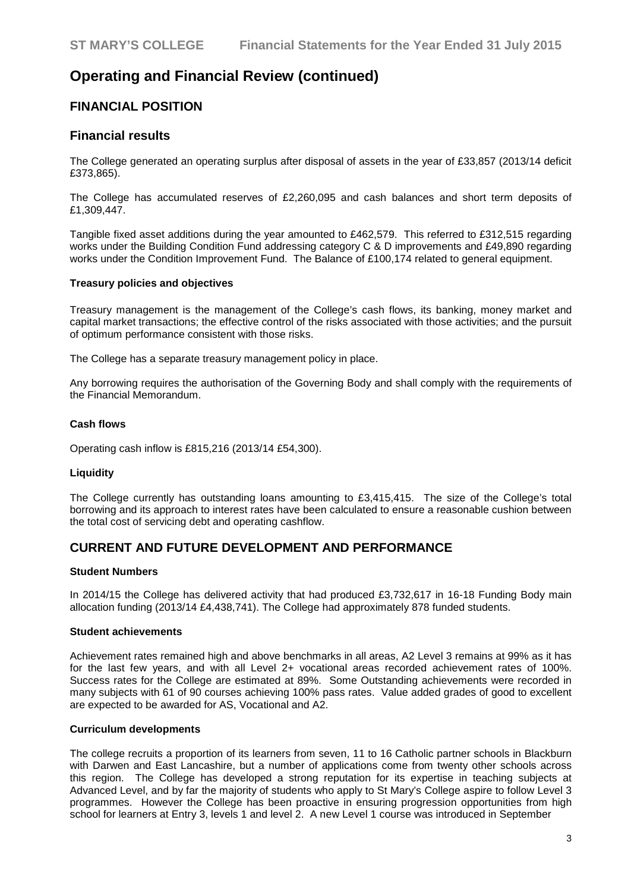# Operating and Financial Review (continued)

## FINANCIAL POSITION

## Financial results

The College generated an operating surplus after disposal of assets in the year of £33,857 (2013/14 deficit £373,865).

The College has accumulated reserves of £2,260,095 and cash balances and short term deposits of £1,309,447.

Tangible fixed asset additions during the year amounted to £462,579. This referred to £312,515 regarding works under the Building Condition Fund addressing category C & D improvements and £49,890 regarding works under the Condition Improvement Fund. The Balance of £100,174 related to general equipment.

**Treasury policies and objectives**

Treasury management is the management of the College's cash flows, its banking, money market and capital market transactions; the effective control of the risks associated with those activities; and the pursuit of optimum performance consistent with those risks.

The College has a separate treasury management policy in place.

Any borrowing requires the authorisation of the Governing Body and shall comply with the requirements of the Financial Memorandum.

**Cash flows**

Operating cash inflow is £815,216 (2013/14 £54,300).

**Liquidity**

The College currently has outstanding loans amounting to £3,415,415. The size of the College's total borrowing and its approach to interest rates have been calculated to ensure a reasonable cushion between the total cost of servicing debt and operating cashflow.

## CURRENT AND FUTURE DEVELOPMENT AND PERFORMANCE

**Student Numbers**

In 2014/15 the College has delivered activity that had produced £3,732,617 in 16-18 Funding Body main allocation funding (2013/14 £4,438,741). The College had approximately 878 funded students.

**Student achievements**

Achievement rates remained high and above benchmarks in all areas, A2 Level 3 remains at 99% as it has for the last few years, and with all Level 2+ vocational areas recorded achievement rates of 100%. Success rates for the College are estimated at 89%. Some Outstanding achievements were recorded in many subjects with 61 of 90 courses achieving 100% pass rates. Value added grades of good to excellent are expected to be awarded for AS, Vocational and A2.

**Curriculum developments**

The college recruits a proportion of its learners from seven, 11 to 16 Catholic partner schools in Blackburn with Darwen and East Lancashire, but a number of applications come from twenty other schools across this region. The College has developed a strong reputation for its expertise in teaching subjects at Advanced Level, and by far the majority of students who apply to St Mary's College aspire to follow Level 3 programmes. However the College has been proactive in ensuring progression opportunities from high school for learners at Entry 3, levels 1 and level 2. A new Level 1 course was introduced in September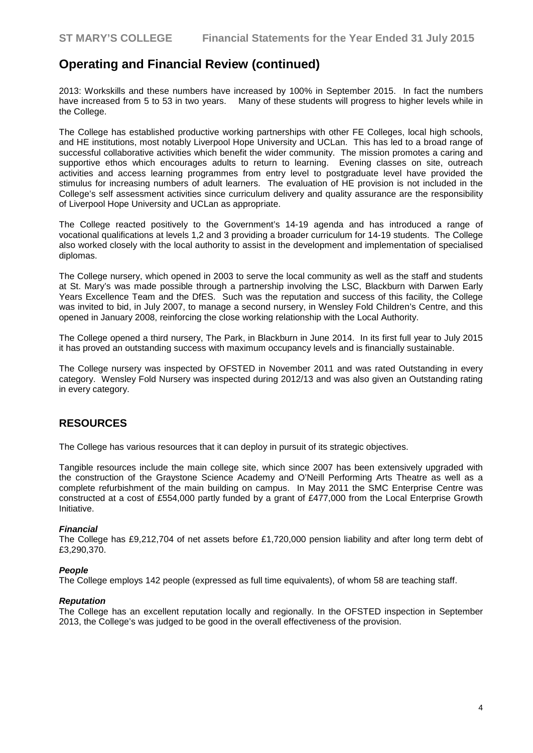## Operating and Financial Review (continued)

2013: Workskills and these numbers have increased by 100% in September 2015. In fact the numbers have increased from 5 to 53 in two years. Many of these students will progress to higher levels while in the College.

The College has established productive working partnerships with other FE Colleges, local high schools, and HE institutions, most notably Liverpool Hope University and UCLan. This has led to a broad range of successful collaborative activities which benefit the wider community. The mission promotes a caring and supportive ethos which encourages adults to return to learning. Evening classes on site, outreach activities and access learning programmes from entry level to postgraduate level have provided the stimulus for increasing numbers of adult learners. The evaluation of HE provision is not included in the College's self assessment activities since curriculum delivery and quality assurance are the responsibility of Liverpool Hope University and UCLan as appropriate.

The College reacted positively to the Government's 14-19 agenda and has introduced a range of vocational qualifications at levels 1,2 and 3 providing a broader curriculum for 14-19 students. The College also worked closely with the local authority to assist in the development and implementation of specialised diplomas.

The College nursery, which opened in 2003 to serve the local community as well as the staff and students at St. Mary's was made possible through a partnership involving the LSC, Blackburn with Darwen Early Years Excellence Team and the DfES. Such was the reputation and success of this facility, the College was invited to bid, in July 2007, to manage a second nursery, in Wensley Fold Children's Centre, and this opened in January 2008, reinforcing the close working relationship with the Local Authority.

The College opened a third nursery, The Park, in Blackburn in June 2014. In its first full year to July 2015 it has proved an outstanding success with maximum occupancy levels and is financially sustainable.

The College nursery was inspected by OFSTED in November 2011 and was rated Outstanding in every category. Wensley Fold Nursery was inspected during 2012/13 and was also given an Outstanding rating in every category.

## RESOURCES

The College has various resources that it can deploy in pursuit of its strategic objectives.

Tangible resources include the main college site, which since 2007 has been extensively upgraded with the construction of the Graystone Science Academy and O'Neill Performing Arts Theatre as well as a complete refurbishment of the main building on campus. In May 2011 the SMC Enterprise Centre was constructed at a cost of £554,000 partly funded by a grant of £477,000 from the Local Enterprise Growth Initiative.

#### *Financial*

The College has £9,212,704 of net assets before £1,720,000 pension liability and after long term debt of £3,290,370.

#### *People*

The College employs 142 people (expressed as full time equivalents), of whom 58 are teaching staff.

#### *Reputation*

The College has an excellent reputation locally and regionally. In the OFSTED inspection in September 2013, the College's was judged to be good in the overall effectiveness of the provision.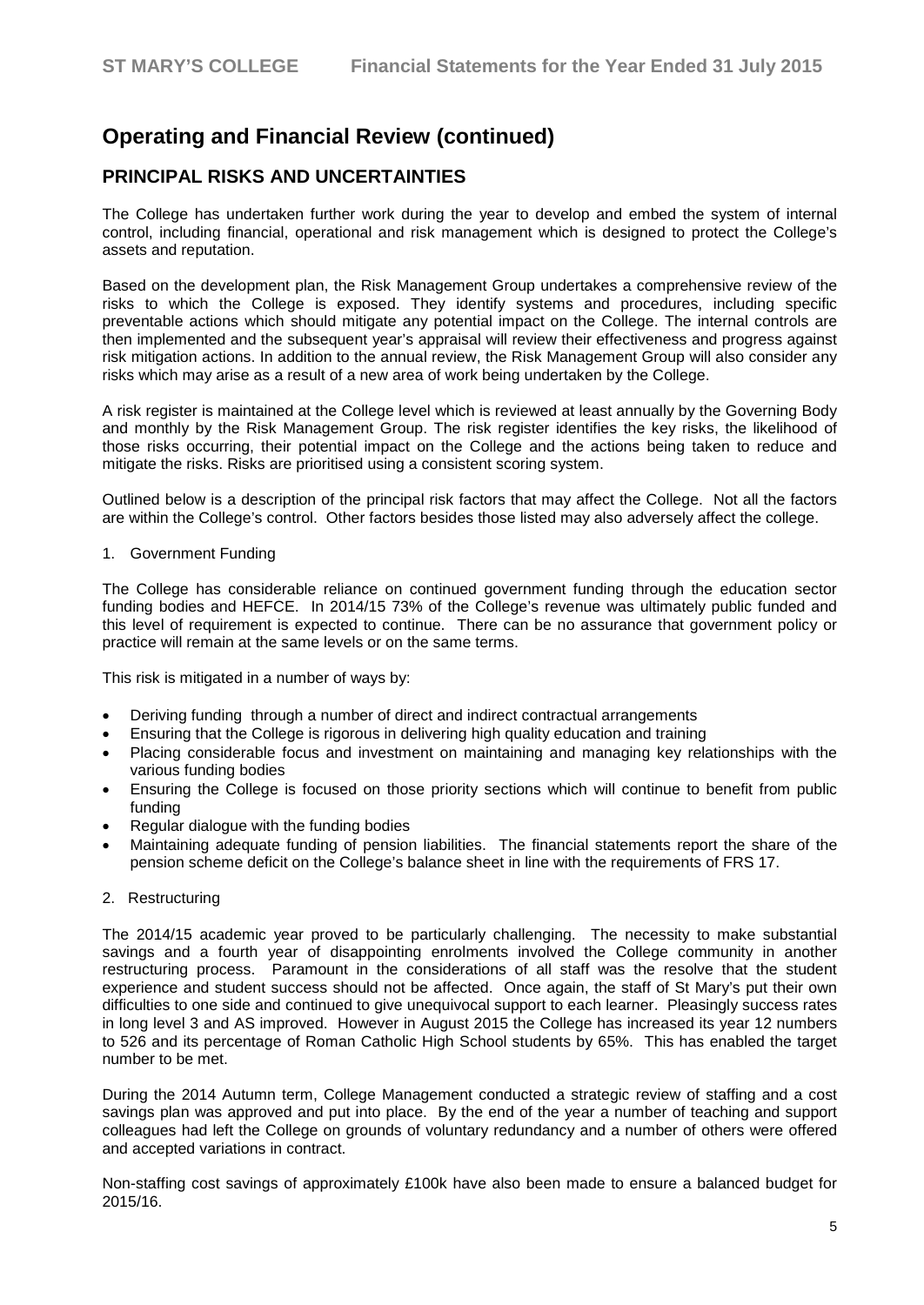# Operating and Financial Review (continued)

## PRINCIPAL RISKS AND UNCERTAINTIES

The College has undertaken further work during the year to develop and embed the system of internal control, including financial, operational and risk management which is designed to protect the College's assets and reputation.

Based on the development plan, the Risk Management Group undertakes a comprehensive review of the risks to which the College is exposed. They identify systems and procedures, including specific preventable actions which should mitigate any potential impact on the College. The internal controls are then implemented and the subsequent year's appraisal will review their effectiveness and progress against risk mitigation actions. In addition to the annual review, the Risk Management Group will also consider any risks which may arise as a result of a new area of work being undertaken by the College.

A risk register is maintained at the College level which is reviewed at least annually by the Governing Body and monthly by the Risk Management Group. The risk register identifies the key risks, the likelihood of those risks occurring, their potential impact on the College and the actions being taken to reduce and mitigate the risks. Risks are prioritised using a consistent scoring system.

Outlined below is a description of the principal risk factors that may affect the College. Not all the factors are within the College's control. Other factors besides those listed may also adversely affect the college.

1. Government Funding

The College has considerable reliance on continued government funding through the education sector funding bodies and HEFCE. In 2014/15 73% of the College's revenue was ultimately public funded and this level of requirement is expected to continue. There can be no assurance that government policy or practice will remain at the same levels or on the same terms.

This risk is mitigated in a number of ways by:

- Deriving funding through a number of direct and indirect contractual arrangements
- Ensuring that the College is rigorous in delivering high quality education and training
- Placing considerable focus and investment on maintaining and managing key relationships with the various funding bodies
- Ensuring the College is focused on those priority sections which will continue to benefit from public funding
- Regular dialogue with the funding bodies
- Maintaining adequate funding of pension liabilities. The financial statements report the share of the pension scheme deficit on the College's balance sheet in line with the requirements of FRS 17.

2. Restructuring

The 2014/15 academic year proved to be particularly challenging. The necessity to make substantial savings and a fourth year of disappointing enrolments involved the College community in another restructuring process. Paramount in the considerations of all staff was the resolve that the student experience and student success should not be affected. Once again, the staff of St Mary's put their own difficulties to one side and continued to give unequivocal support to each learner. Pleasingly success rates in long level 3 and AS improved. However in August 2015 the College has increased its year 12 numbers to 526 and its percentage of Roman Catholic High School students by 65%. This has enabled the target number to be met.

During the 2014 Autumn term, College Management conducted a strategic review of staffing and a cost savings plan was approved and put into place. By the end of the year a number of teaching and support colleagues had left the College on grounds of voluntary redundancy and a number of others were offered and accepted variations in contract.

Non-staffing cost savings of approximately £100k have also been made to ensure a balanced budget for 2015/16.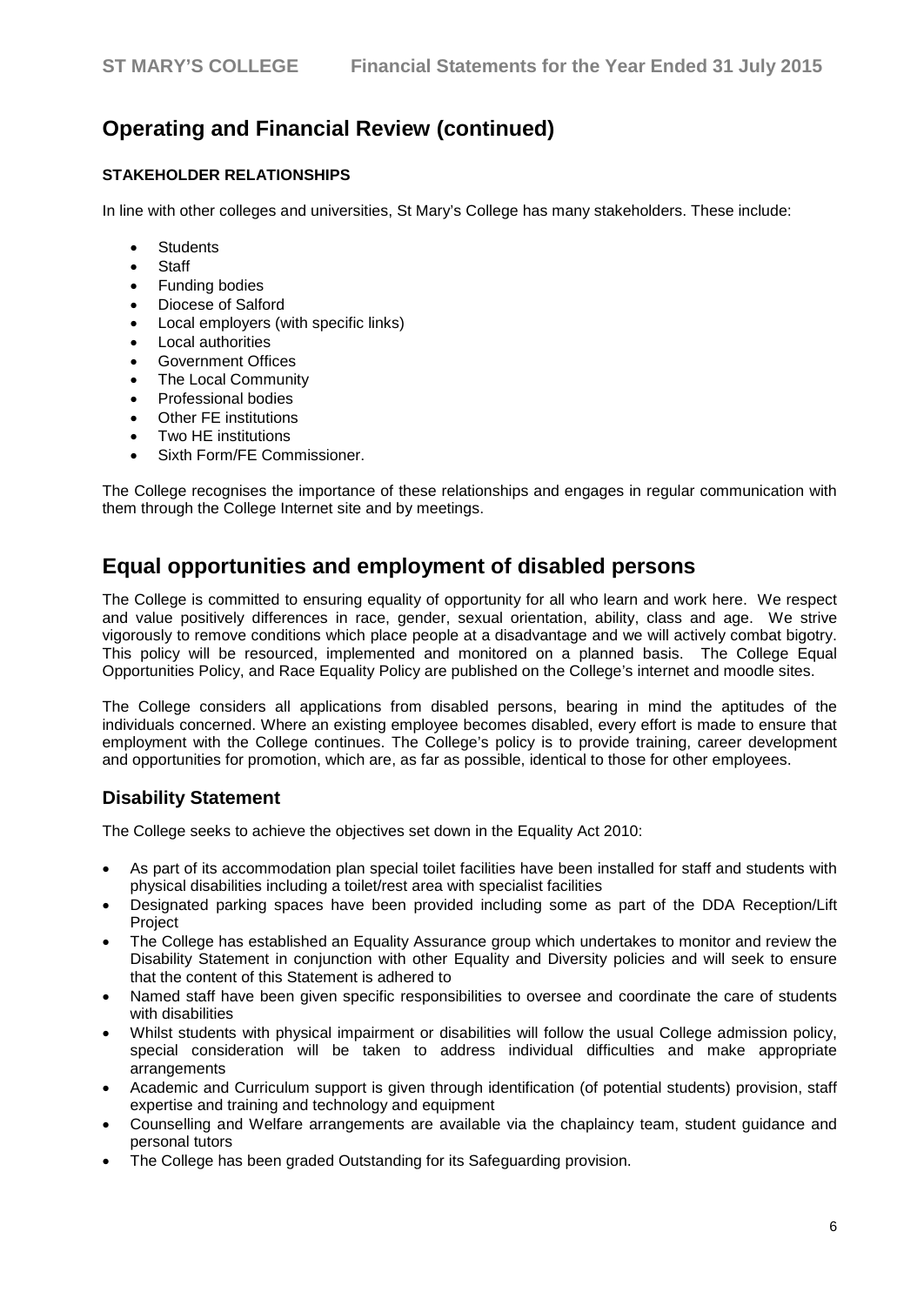# Operating and Financial Review (continued)

### STAKEHOLDER RELATIONSHIPS

In line with other colleges and universities, St Mary's College has many stakeholders. These include:

- Students
- Staff
- Funding bodies
- Diocese of Salford
- Local employers (with specific links)
- Local authorities
- Government Offices
- The Local Community
- Professional bodies
- Other FE institutions
- Two HE institutions
- Sixth Form/FE Commissioner.

The College recognises the importance of these relationships and engages in regular communication with them through the College Internet site and by meetings.

# Equal opportunities and employment of disabled persons

The College is committed to ensuring equality of opportunity for all who learn and work here. We respect and value positively differences in race, gender, sexual orientation, ability, class and age. We strive vigorously to remove conditions which place people at a disadvantage and we will actively combat bigotry. This policy will be resourced, implemented and monitored on a planned basis. The College Equal Opportunities Policy, and Race Equality Policy are published on the College's internet and moodle sites.

The College considers all applications from disabled persons, bearing in mind the aptitudes of the individuals concerned. Where an existing employee becomes disabled, every effort is made to ensure that employment with the College continues. The College's policy is to provide training, career development and opportunities for promotion, which are, as far as possible, identical to those for other employees.

## Disability Statement

The College seeks to achieve the objectives set down in the Equality Act 2010:

- As part of its accommodation plan special toilet facilities have been installed for staff and students with physical disabilities including a toilet/rest area with specialist facilities
- Designated parking spaces have been provided including some as part of the DDA Reception/Lift Project
- The College has established an Equality Assurance group which undertakes to monitor and review the Disability Statement in conjunction with other Equality and Diversity policies and will seek to ensure that the content of this Statement is adhered to
- Named staff have been given specific responsibilities to oversee and coordinate the care of students with disabilities
- Whilst students with physical impairment or disabilities will follow the usual College admission policy, special consideration will be taken to address individual difficulties and make appropriate arrangements
- Academic and Curriculum support is given through identification (of potential students) provision, staff expertise and training and technology and equipment
- Counselling and Welfare arrangements are available via the chaplaincy team, student guidance and personal tutors
- The College has been graded Outstanding for its Safeguarding provision.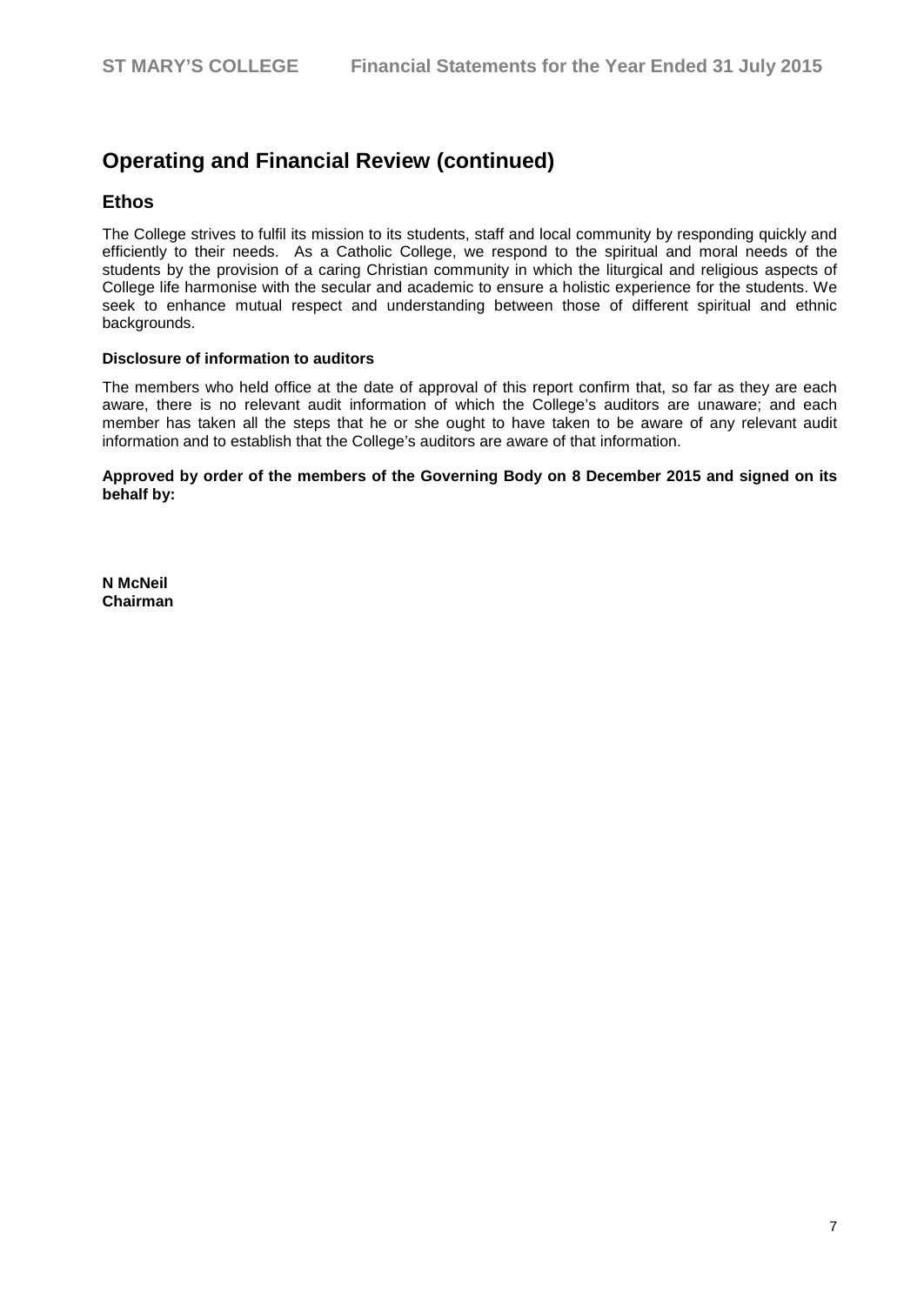## Operating and Financial Review (continued)

### Ethos

The College strives to fulfil its mission to its students, staff and local community by responding quickly and efficiently to their needs. As a Catholic College, we respond to the spiritual and moral needs of the students by the provision of a caring Christian community in which the liturgical and religious aspects of College life harmonise with the secular and academic to ensure a holistic experience for the students. We seek to enhance mutual respect and understanding between those of different spiritual and ethnic backgrounds.

**Disclosure of information to auditors**

The members who held office at the date of approval of this report confirm that, so far as they are each aware, there is no relevant audit information of which the College's auditors are unaware; and each member has taken all the steps that he or she ought to have taken to be aware of any relevant audit information and to establish that the College's auditors are aware of that information.

**Approved by order of the members of the Governing Body on 8 December 2015 and signed on its behalf by:**

**N McNeil**
**Chairman**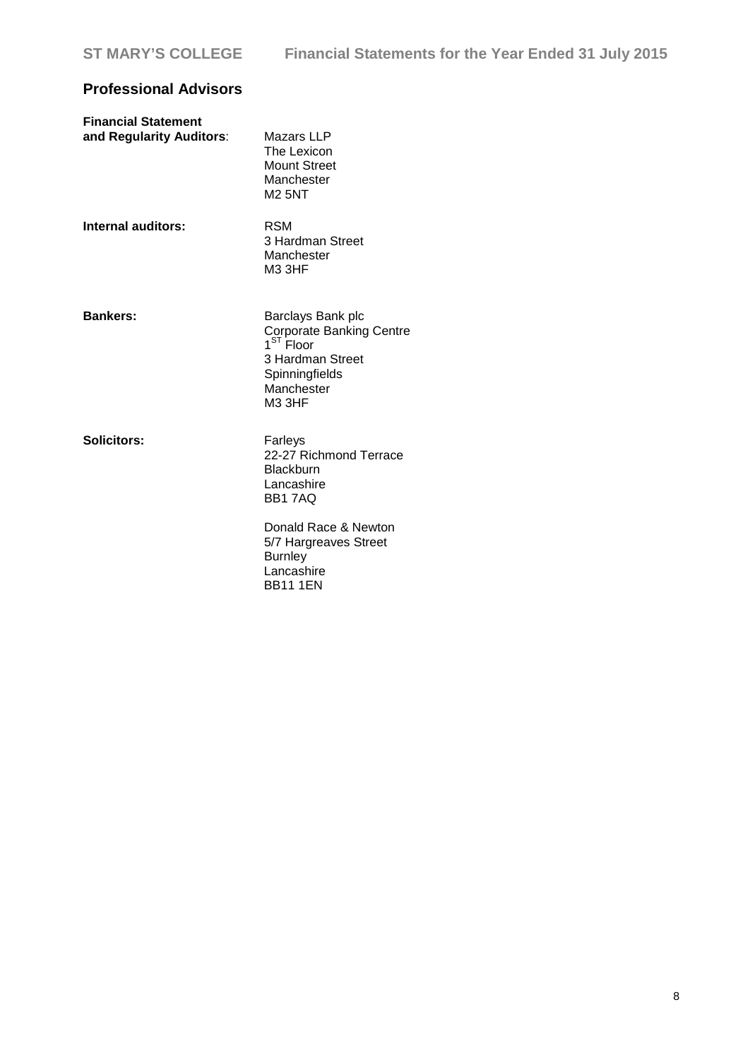## Professional Advisors

**Financial Statement and Regularity Auditors**: Mazars LLP
The Lexicon
Mount Street
Manchester
M2 5NT

**Internal auditors:** RSM
3 Hardman Street
Manchester
M3 3HF

**Bankers:** Barclays Bank plc
Corporate Banking Centre
1ST Floor
3 Hardman Street
Spinningfields
Manchester
M3 3HF

**Solicitors:** Farleys
22-27 Richmond Terrace
Blackburn
Lancashire
BB1 7AQ

Donald Race & Newton
5/7 Hargreaves Street
Burnley
Lancashire
BB11 1EN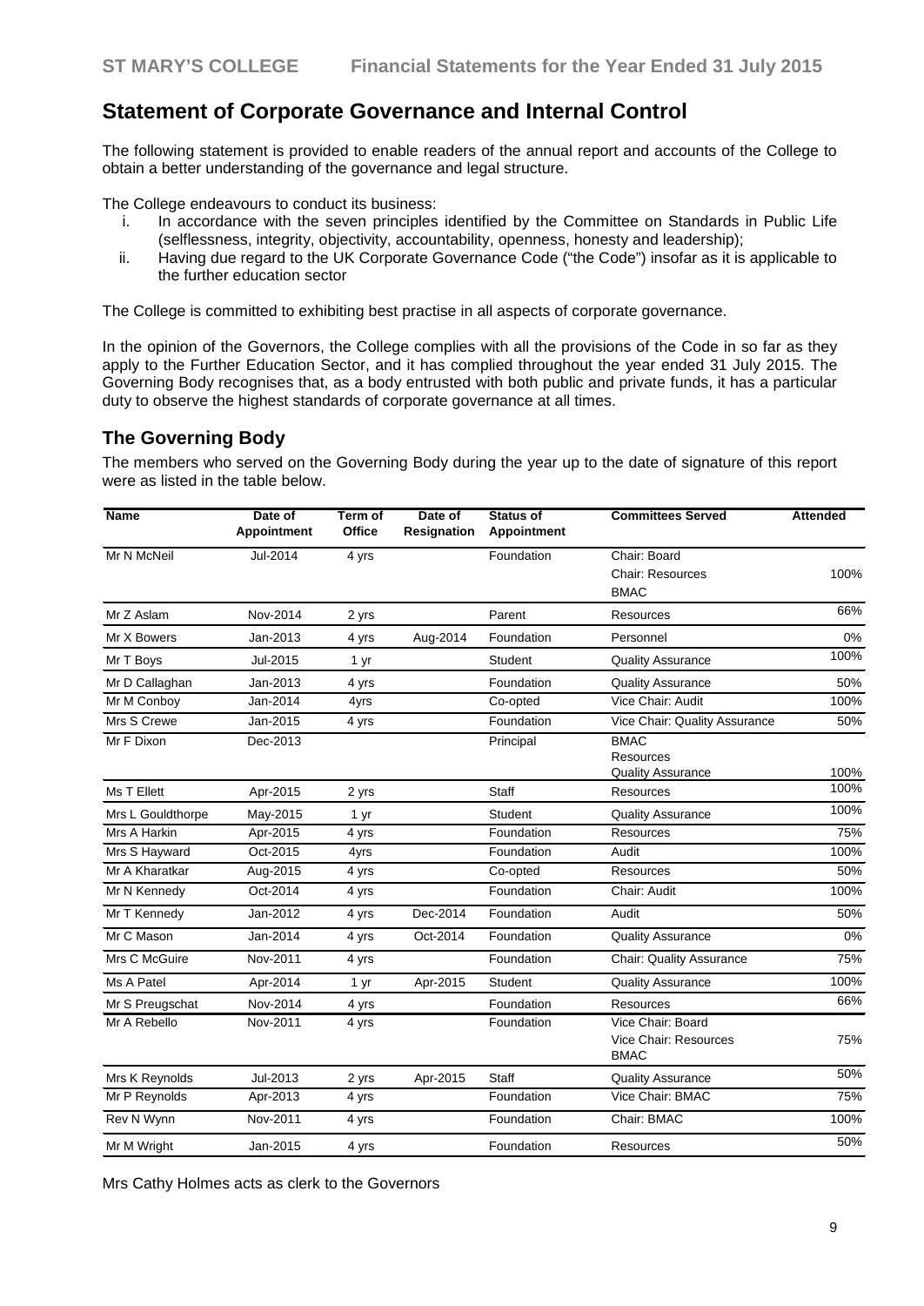# Statement of Corporate Governance and Internal Control

The following statement is provided to enable readers of the annual report and accounts of the College to obtain a better understanding of the governance and legal structure.

The College endeavours to conduct its business:

i. In accordance with the seven principles identified by the Committee on Standards in Public Life (selflessness, integrity, objectivity, accountability, openness, honesty and leadership);
ii. Having due regard to the UK Corporate Governance Code ("the Code") insofar as it is applicable to the further education sector

The College is committed to exhibiting best practise in all aspects of corporate governance.

In the opinion of the Governors, the College complies with all the provisions of the Code in so far as they apply to the Further Education Sector, and it has complied throughout the year ended 31 July 2015. The Governing Body recognises that, as a body entrusted with both public and private funds, it has a particular duty to observe the highest standards of corporate governance at all times.

## The Governing Body

The members who served on the Governing Body during the year up to the date of signature of this report were as listed in the table below.

| Name | Date of Appointment | Term of Office | Date of Resignation | Status of Appointment | Committees Served | Attended |
|---|---|---|---|---|---|---|
| Mr N McNeil | Jul-2014 | 4 yrs | | Foundation | Chair: Board<br>Chair: Resources<br>BMAC | 100% |
| Mr Z Aslam | Nov-2014 | 2 yrs | | Parent | Resources | 66% |
| Mr X Bowers | Jan-2013 | 4 yrs | Aug-2014 | Foundation | Personnel | 0% |
| Mr T Boys | Jul-2015 | 1 yr | | Student | Quality Assurance | 100% |
| Mr D Callaghan | Jan-2013 | 4 yrs | | Foundation | Quality Assurance | 50% |
| Mr M Conboy | Jan-2014 | 4yrs | | Co-opted | Vice Chair: Audit | 100% |
| Mrs S Crewe | Jan-2015 | 4 yrs | | Foundation | Vice Chair: Quality Assurance | 50% |
| Mr F Dixon | Dec-2013 | | | Principal | BMAC<br>Resources<br>Quality Assurance | 100% |
| Ms T Ellett | Apr-2015 | 2 yrs | | Staff | Resources | 100% |
| Mrs L Gouldthorpe | May-2015 | 1 yr | | Student | Quality Assurance | 100% |
| Mrs A Harkin | Apr-2015 | 4 yrs | | Foundation | Resources | 75% |
| Mrs S Hayward | Oct-2015 | 4yrs | | Foundation | Audit | 100% |
| Mr A Kharatkar | Aug-2015 | 4 yrs | | Co-opted | Resources | 50% |
| Mr N Kennedy | Oct-2014 | 4 yrs | | Foundation | Chair: Audit | 100% |
| Mr T Kennedy | Jan-2012 | 4 yrs | Dec-2014 | Foundation | Audit | 50% |
| Mr C Mason | Jan-2014 | 4 yrs | Oct-2014 | Foundation | Quality Assurance | 0% |
| Mrs C McGuire | Nov-2011 | 4 yrs | | Foundation | Chair: Quality Assurance | 75% |
| Ms A Patel | Apr-2014 | 1 yr | Apr-2015 | Student | Quality Assurance | 100% |
| Mr S Preugschat | Nov-2014 | 4 yrs | | Foundation | Resources | 66% |
| Mr A Rebello | Nov-2011 | 4 yrs | | Foundation | Vice Chair: Board<br>Vice Chair: Resources<br>BMAC | 75% |
| Mrs K Reynolds | Jul-2013 | 2 yrs | Apr-2015 | Staff | Quality Assurance | 50% |
| Mr P Reynolds | Apr-2013 | 4 yrs | | Foundation | Vice Chair: BMAC | 75% |
| Rev N Wynn | Nov-2011 | 4 yrs | | Foundation | Chair: BMAC | 100% |
| Mr M Wright | Jan-2015 | 4 yrs | | Foundation | Resources | 50% |

Mrs Cathy Holmes acts as clerk to the Governors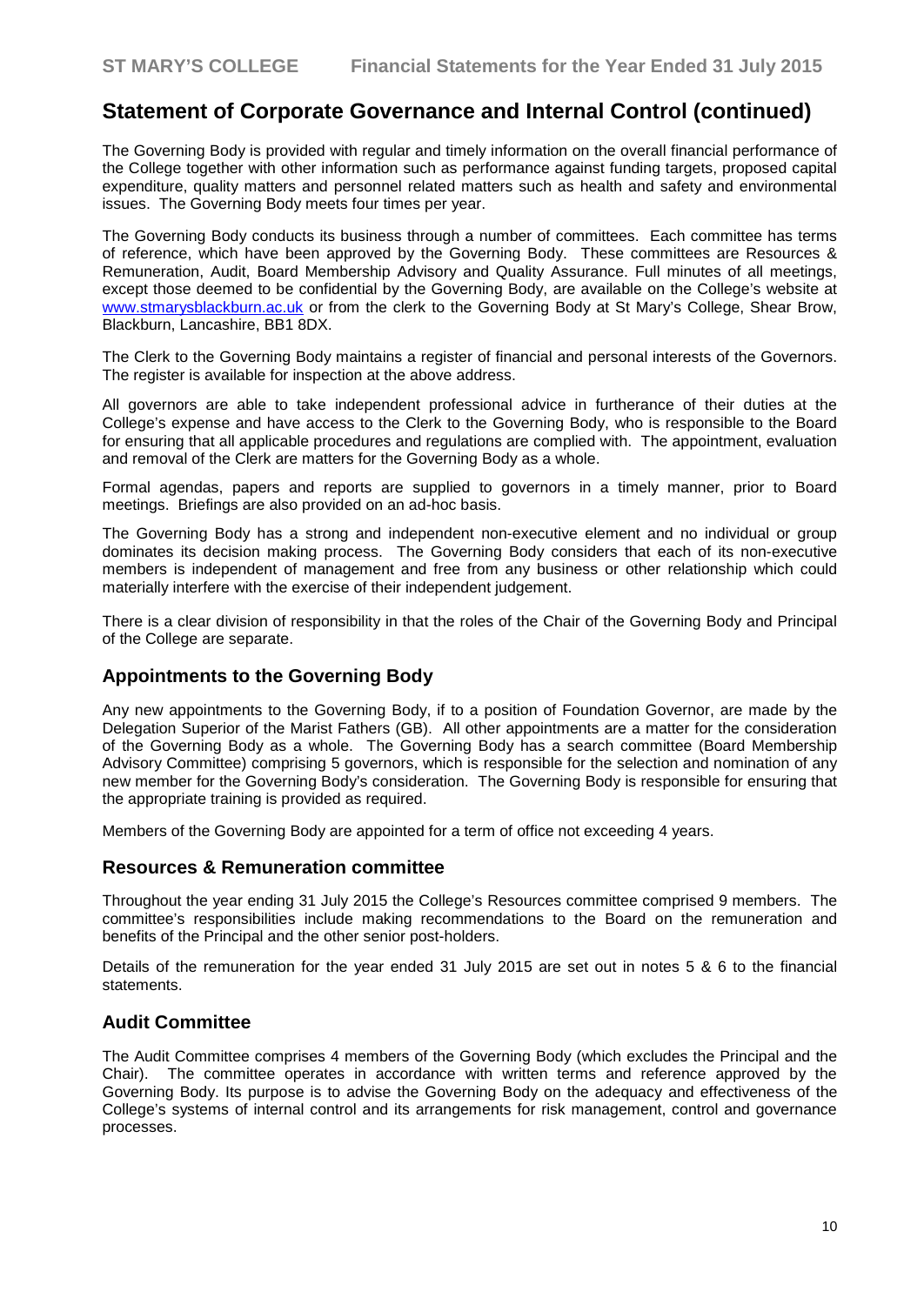## Statement of Corporate Governance and Internal Control (continued)

The Governing Body is provided with regular and timely information on the overall financial performance of the College together with other information such as performance against funding targets, proposed capital expenditure, quality matters and personnel related matters such as health and safety and environmental issues. The Governing Body meets four times per year.

The Governing Body conducts its business through a number of committees. Each committee has terms of reference, which have been approved by the Governing Body. These committees are Resources & Remuneration, Audit, Board Membership Advisory and Quality Assurance. Full minutes of all meetings, except those deemed to be confidential by the Governing Body, are available on the College's website at www.stmarysblackburn.ac.uk or from the clerk to the Governing Body at St Mary's College, Shear Brow, Blackburn, Lancashire, BB1 8DX.

The Clerk to the Governing Body maintains a register of financial and personal interests of the Governors. The register is available for inspection at the above address.

All governors are able to take independent professional advice in furtherance of their duties at the College's expense and have access to the Clerk to the Governing Body, who is responsible to the Board for ensuring that all applicable procedures and regulations are complied with. The appointment, evaluation and removal of the Clerk are matters for the Governing Body as a whole.

Formal agendas, papers and reports are supplied to governors in a timely manner, prior to Board meetings. Briefings are also provided on an ad-hoc basis.

The Governing Body has a strong and independent non-executive element and no individual or group dominates its decision making process. The Governing Body considers that each of its non-executive members is independent of management and free from any business or other relationship which could materially interfere with the exercise of their independent judgement.

There is a clear division of responsibility in that the roles of the Chair of the Governing Body and Principal of the College are separate.

### Appointments to the Governing Body

Any new appointments to the Governing Body, if to a position of Foundation Governor, are made by the Delegation Superior of the Marist Fathers (GB). All other appointments are a matter for the consideration of the Governing Body as a whole. The Governing Body has a search committee (Board Membership Advisory Committee) comprising 5 governors, which is responsible for the selection and nomination of any new member for the Governing Body's consideration. The Governing Body is responsible for ensuring that the appropriate training is provided as required.

Members of the Governing Body are appointed for a term of office not exceeding 4 years.

### Resources & Remuneration committee

Throughout the year ending 31 July 2015 the College's Resources committee comprised 9 members. The committee's responsibilities include making recommendations to the Board on the remuneration and benefits of the Principal and the other senior post-holders.

Details of the remuneration for the year ended 31 July 2015 are set out in notes 5 & 6 to the financial statements.

### Audit Committee

The Audit Committee comprises 4 members of the Governing Body (which excludes the Principal and the Chair). The committee operates in accordance with written terms and reference approved by the Governing Body. Its purpose is to advise the Governing Body on the adequacy and effectiveness of the College's systems of internal control and its arrangements for risk management, control and governance processes.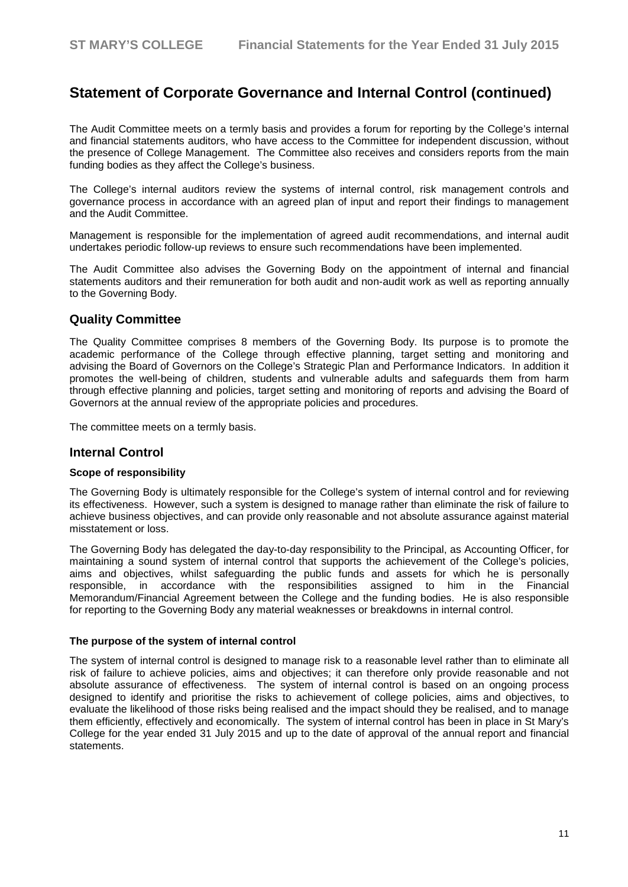# Statement of Corporate Governance and Internal Control (continued)

The Audit Committee meets on a termly basis and provides a forum for reporting by the College's internal and financial statements auditors, who have access to the Committee for independent discussion, without the presence of College Management. The Committee also receives and considers reports from the main funding bodies as they affect the College's business.

The College's internal auditors review the systems of internal control, risk management controls and governance process in accordance with an agreed plan of input and report their findings to management and the Audit Committee.

Management is responsible for the implementation of agreed audit recommendations, and internal audit undertakes periodic follow-up reviews to ensure such recommendations have been implemented.

The Audit Committee also advises the Governing Body on the appointment of internal and financial statements auditors and their remuneration for both audit and non-audit work as well as reporting annually to the Governing Body.

## Quality Committee

The Quality Committee comprises 8 members of the Governing Body. Its purpose is to promote the academic performance of the College through effective planning, target setting and monitoring and advising the Board of Governors on the College's Strategic Plan and Performance Indicators. In addition it promotes the well-being of children, students and vulnerable adults and safeguards them from harm through effective planning and policies, target setting and monitoring of reports and advising the Board of Governors at the annual review of the appropriate policies and procedures.

The committee meets on a termly basis.

## Internal Control

### Scope of responsibility

The Governing Body is ultimately responsible for the College's system of internal control and for reviewing its effectiveness. However, such a system is designed to manage rather than eliminate the risk of failure to achieve business objectives, and can provide only reasonable and not absolute assurance against material misstatement or loss.

The Governing Body has delegated the day-to-day responsibility to the Principal, as Accounting Officer, for maintaining a sound system of internal control that supports the achievement of the College's policies, aims and objectives, whilst safeguarding the public funds and assets for which he is personally responsible, in accordance with the responsibilities assigned to him in the Financial Memorandum/Financial Agreement between the College and the funding bodies. He is also responsible for reporting to the Governing Body any material weaknesses or breakdowns in internal control.

### The purpose of the system of internal control

The system of internal control is designed to manage risk to a reasonable level rather than to eliminate all risk of failure to achieve policies, aims and objectives; it can therefore only provide reasonable and not absolute assurance of effectiveness. The system of internal control is based on an ongoing process designed to identify and prioritise the risks to achievement of college policies, aims and objectives, to evaluate the likelihood of those risks being realised and the impact should they be realised, and to manage them efficiently, effectively and economically. The system of internal control has been in place in St Mary's College for the year ended 31 July 2015 and up to the date of approval of the annual report and financial statements.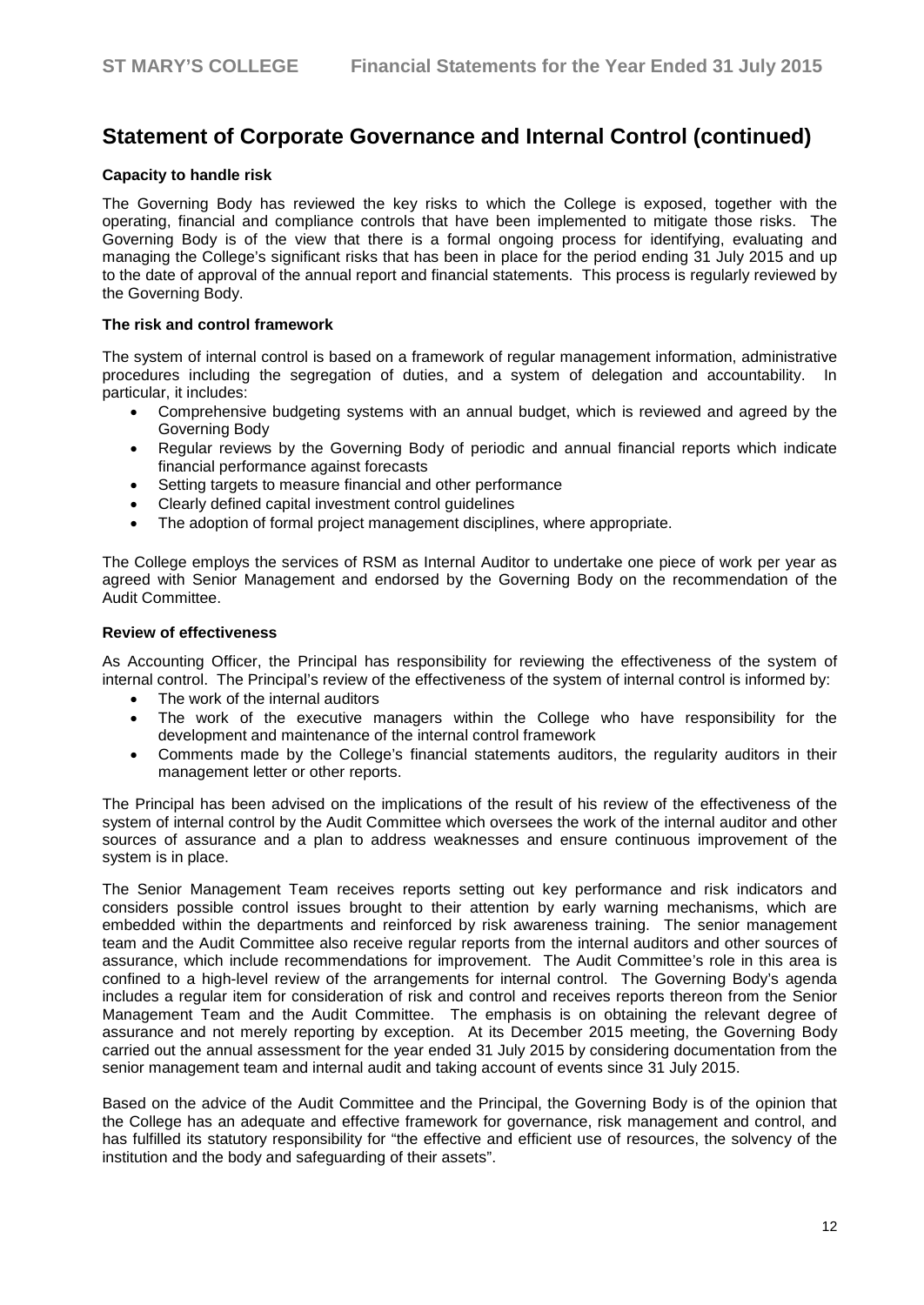# Statement of Corporate Governance and Internal Control (continued)

**Capacity to handle risk**

The Governing Body has reviewed the key risks to which the College is exposed, together with the operating, financial and compliance controls that have been implemented to mitigate those risks. The Governing Body is of the view that there is a formal ongoing process for identifying, evaluating and managing the College's significant risks that has been in place for the period ending 31 July 2015 and up to the date of approval of the annual report and financial statements. This process is regularly reviewed by the Governing Body.

**The risk and control framework**

The system of internal control is based on a framework of regular management information, administrative procedures including the segregation of duties, and a system of delegation and accountability. In particular, it includes:

- Comprehensive budgeting systems with an annual budget, which is reviewed and agreed by the Governing Body
- Regular reviews by the Governing Body of periodic and annual financial reports which indicate financial performance against forecasts
- Setting targets to measure financial and other performance
- Clearly defined capital investment control guidelines
- The adoption of formal project management disciplines, where appropriate.

The College employs the services of RSM as Internal Auditor to undertake one piece of work per year as agreed with Senior Management and endorsed by the Governing Body on the recommendation of the Audit Committee.

**Review of effectiveness**

As Accounting Officer, the Principal has responsibility for reviewing the effectiveness of the system of internal control. The Principal's review of the effectiveness of the system of internal control is informed by:

- The work of the internal auditors
- The work of the executive managers within the College who have responsibility for the development and maintenance of the internal control framework
- Comments made by the College's financial statements auditors, the regularity auditors in their management letter or other reports.

The Principal has been advised on the implications of the result of his review of the effectiveness of the system of internal control by the Audit Committee which oversees the work of the internal auditor and other sources of assurance and a plan to address weaknesses and ensure continuous improvement of the system is in place.

The Senior Management Team receives reports setting out key performance and risk indicators and considers possible control issues brought to their attention by early warning mechanisms, which are embedded within the departments and reinforced by risk awareness training. The senior management team and the Audit Committee also receive regular reports from the internal auditors and other sources of assurance, which include recommendations for improvement. The Audit Committee's role in this area is confined to a high-level review of the arrangements for internal control. The Governing Body's agenda includes a regular item for consideration of risk and control and receives reports thereon from the Senior Management Team and the Audit Committee. The emphasis is on obtaining the relevant degree of assurance and not merely reporting by exception. At its December 2015 meeting, the Governing Body carried out the annual assessment for the year ended 31 July 2015 by considering documentation from the senior management team and internal audit and taking account of events since 31 July 2015.

Based on the advice of the Audit Committee and the Principal, the Governing Body is of the opinion that the College has an adequate and effective framework for governance, risk management and control, and has fulfilled its statutory responsibility for "the effective and efficient use of resources, the solvency of the institution and the body and safeguarding of their assets".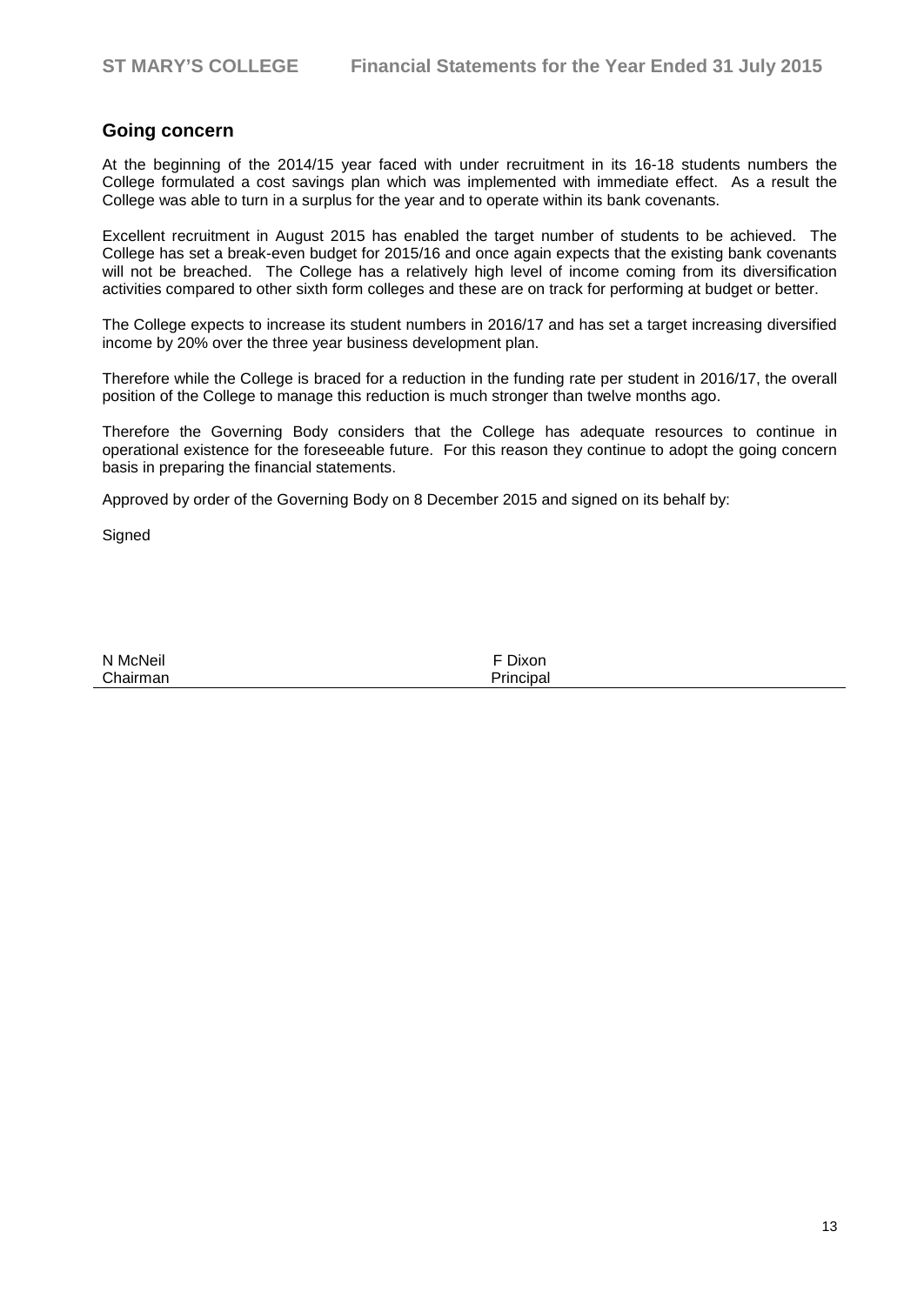## Going concern

At the beginning of the 2014/15 year faced with under recruitment in its 16-18 students numbers the College formulated a cost savings plan which was implemented with immediate effect. As a result the College was able to turn in a surplus for the year and to operate within its bank covenants.

Excellent recruitment in August 2015 has enabled the target number of students to be achieved. The College has set a break-even budget for 2015/16 and once again expects that the existing bank covenants will not be breached. The College has a relatively high level of income coming from its diversification activities compared to other sixth form colleges and these are on track for performing at budget or better.

The College expects to increase its student numbers in 2016/17 and has set a target increasing diversified income by 20% over the three year business development plan.

Therefore while the College is braced for a reduction in the funding rate per student in 2016/17, the overall position of the College to manage this reduction is much stronger than twelve months ago.

Therefore the Governing Body considers that the College has adequate resources to continue in operational existence for the foreseeable future. For this reason they continue to adopt the going concern basis in preparing the financial statements.

Approved by order of the Governing Body on 8 December 2015 and signed on its behalf by:

Signed

| N McNeil | F Dixon |
|---|---|
| Chairman | Principal |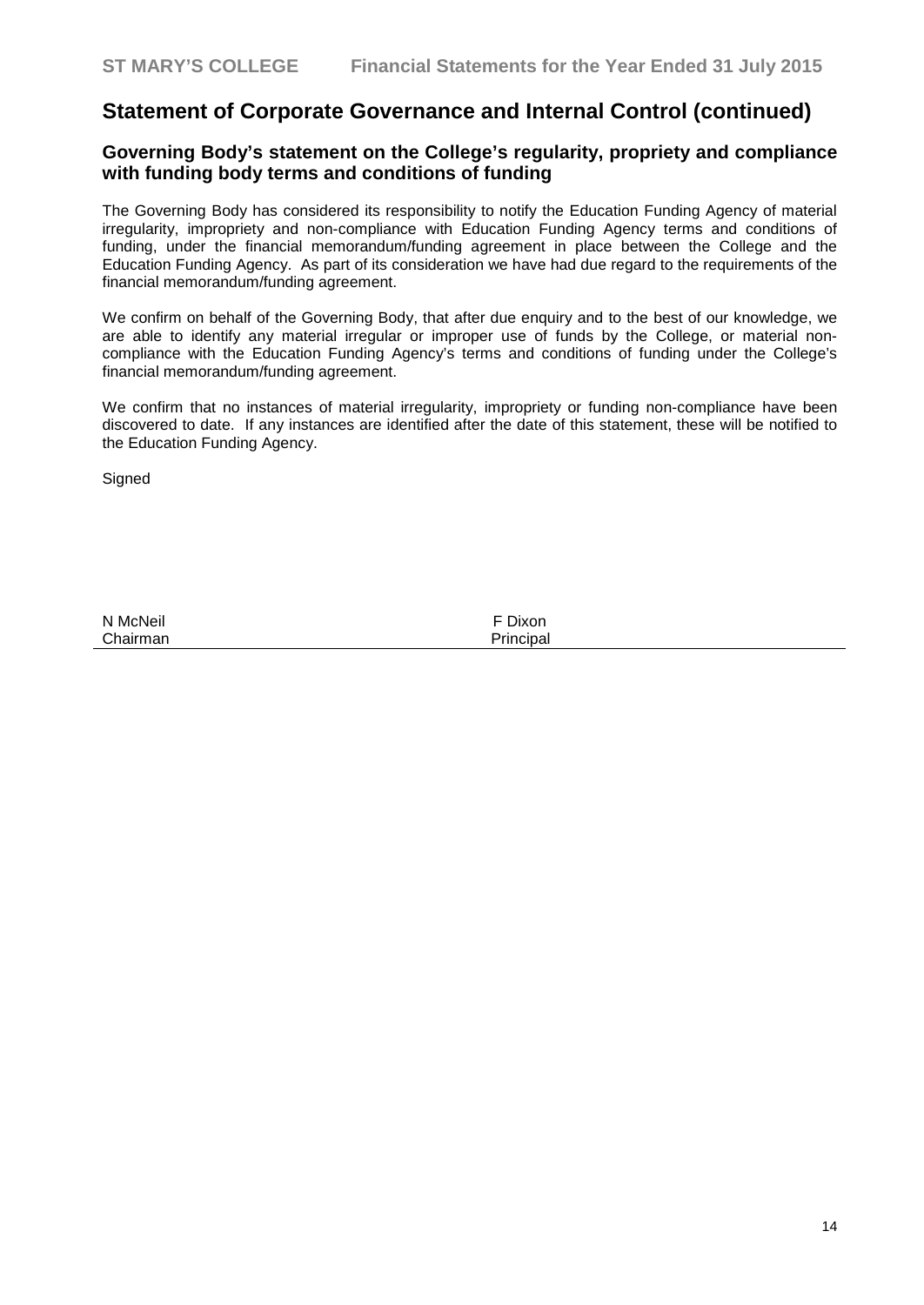# Statement of Corporate Governance and Internal Control (continued)

## Governing Body's statement on the College's regularity, propriety and compliance with funding body terms and conditions of funding

The Governing Body has considered its responsibility to notify the Education Funding Agency of material irregularity, impropriety and non-compliance with Education Funding Agency terms and conditions of funding, under the financial memorandum/funding agreement in place between the College and the Education Funding Agency. As part of its consideration we have had due regard to the requirements of the financial memorandum/funding agreement.

We confirm on behalf of the Governing Body, that after due enquiry and to the best of our knowledge, we are able to identify any material irregular or improper use of funds by the College, or material non-compliance with the Education Funding Agency's terms and conditions of funding under the College's financial memorandum/funding agreement.

We confirm that no instances of material irregularity, impropriety or funding non-compliance have been discovered to date. If any instances are identified after the date of this statement, these will be notified to the Education Funding Agency.

Signed

| | |
|---|---|
| N McNeil<br>Chairman | F Dixon<br>Principal |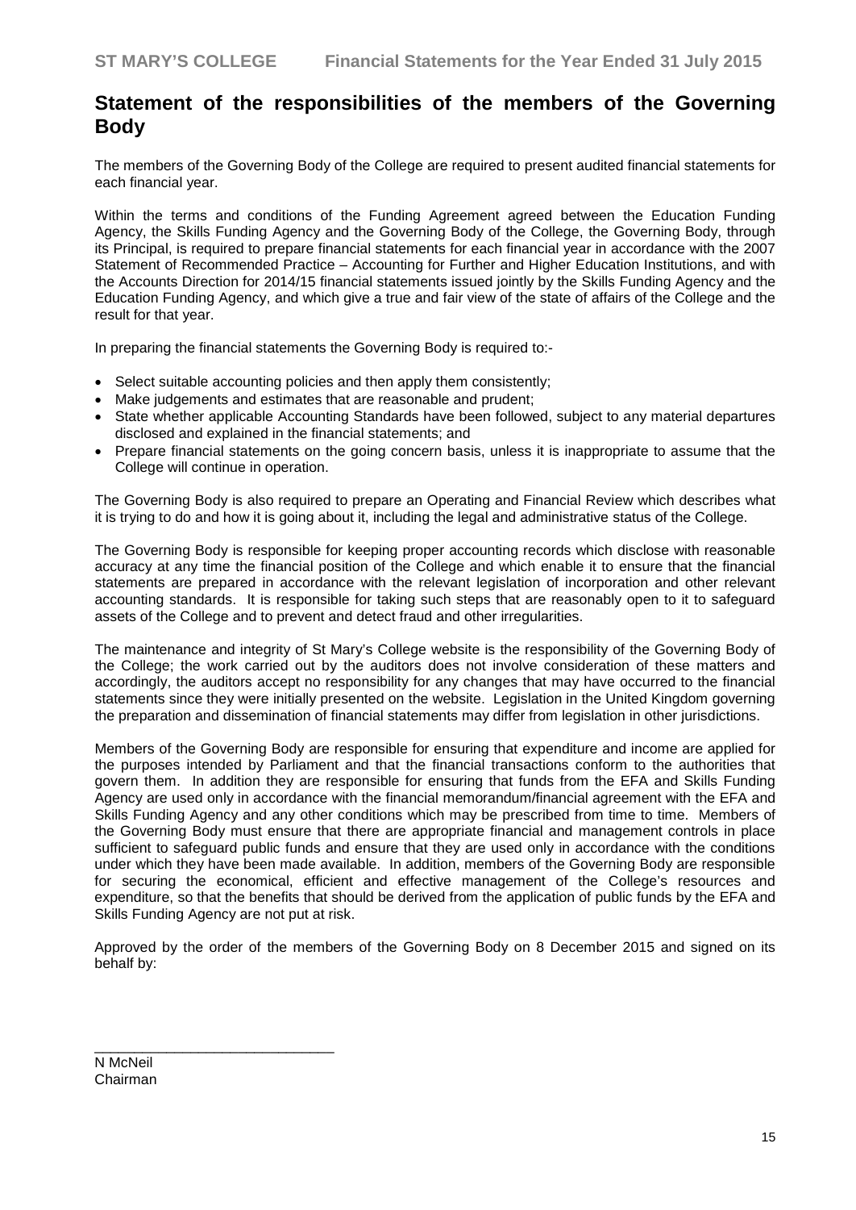# Statement of the responsibilities of the members of the Governing Body

The members of the Governing Body of the College are required to present audited financial statements for each financial year.

Within the terms and conditions of the Funding Agreement agreed between the Education Funding Agency, the Skills Funding Agency and the Governing Body of the College, the Governing Body, through its Principal, is required to prepare financial statements for each financial year in accordance with the 2007 Statement of Recommended Practice – Accounting for Further and Higher Education Institutions, and with the Accounts Direction for 2014/15 financial statements issued jointly by the Skills Funding Agency and the Education Funding Agency, and which give a true and fair view of the state of affairs of the College and the result for that year.

In preparing the financial statements the Governing Body is required to:-

- Select suitable accounting policies and then apply them consistently;
- Make judgements and estimates that are reasonable and prudent;
- State whether applicable Accounting Standards have been followed, subject to any material departures disclosed and explained in the financial statements; and
- Prepare financial statements on the going concern basis, unless it is inappropriate to assume that the College will continue in operation.

The Governing Body is also required to prepare an Operating and Financial Review which describes what it is trying to do and how it is going about it, including the legal and administrative status of the College.

The Governing Body is responsible for keeping proper accounting records which disclose with reasonable accuracy at any time the financial position of the College and which enable it to ensure that the financial statements are prepared in accordance with the relevant legislation of incorporation and other relevant accounting standards. It is responsible for taking such steps that are reasonably open to it to safeguard assets of the College and to prevent and detect fraud and other irregularities.

The maintenance and integrity of St Mary's College website is the responsibility of the Governing Body of the College; the work carried out by the auditors does not involve consideration of these matters and accordingly, the auditors accept no responsibility for any changes that may have occurred to the financial statements since they were initially presented on the website. Legislation in the United Kingdom governing the preparation and dissemination of financial statements may differ from legislation in other jurisdictions.

Members of the Governing Body are responsible for ensuring that expenditure and income are applied for the purposes intended by Parliament and that the financial transactions conform to the authorities that govern them. In addition they are responsible for ensuring that funds from the EFA and Skills Funding Agency are used only in accordance with the financial memorandum/financial agreement with the EFA and Skills Funding Agency and any other conditions which may be prescribed from time to time. Members of the Governing Body must ensure that there are appropriate financial and management controls in place sufficient to safeguard public funds and ensure that they are used only in accordance with the conditions under which they have been made available. In addition, members of the Governing Body are responsible for securing the economical, efficient and effective management of the College's resources and expenditure, so that the benefits that should be derived from the application of public funds by the EFA and Skills Funding Agency are not put at risk.

Approved by the order of the members of the Governing Body on 8 December 2015 and signed on its behalf by:

\_\_\_\_\_\_\_\_\_\_\_\_\_\_\_\_\_\_\_\_\_\_\_\_\_\_\_\_\_\_

N McNeil
Chairman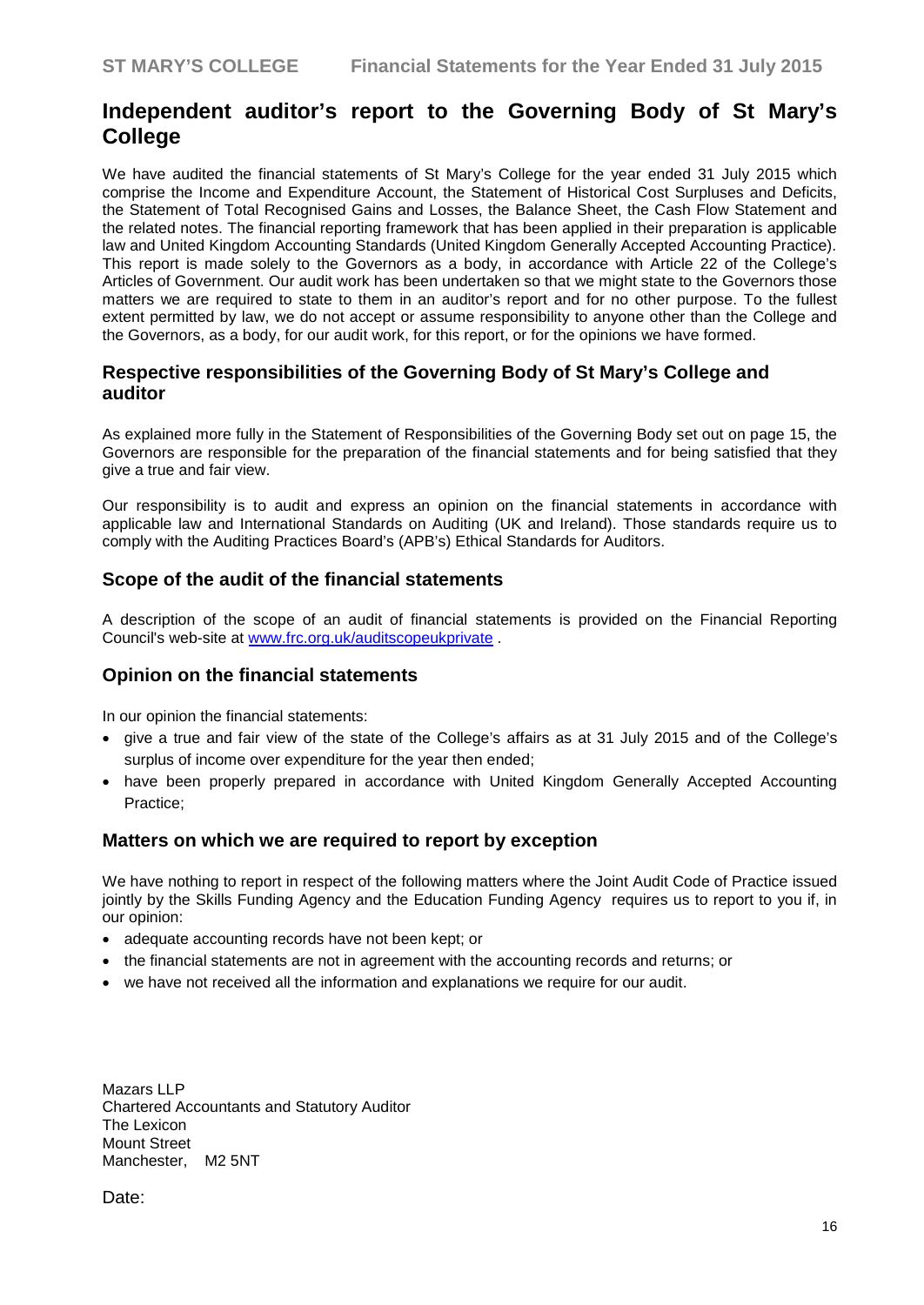# Independent auditor's report to the Governing Body of St Mary's College

We have audited the financial statements of St Mary's College for the year ended 31 July 2015 which comprise the Income and Expenditure Account, the Statement of Historical Cost Surpluses and Deficits, the Statement of Total Recognised Gains and Losses, the Balance Sheet, the Cash Flow Statement and the related notes. The financial reporting framework that has been applied in their preparation is applicable law and United Kingdom Accounting Standards (United Kingdom Generally Accepted Accounting Practice). This report is made solely to the Governors as a body, in accordance with Article 22 of the College's Articles of Government. Our audit work has been undertaken so that we might state to the Governors those matters we are required to state to them in an auditor's report and for no other purpose. To the fullest extent permitted by law, we do not accept or assume responsibility to anyone other than the College and the Governors, as a body, for our audit work, for this report, or for the opinions we have formed.

## Respective responsibilities of the Governing Body of St Mary's College and auditor

As explained more fully in the Statement of Responsibilities of the Governing Body set out on page 15, the Governors are responsible for the preparation of the financial statements and for being satisfied that they give a true and fair view.

Our responsibility is to audit and express an opinion on the financial statements in accordance with applicable law and International Standards on Auditing (UK and Ireland). Those standards require us to comply with the Auditing Practices Board's (APB's) Ethical Standards for Auditors.

## Scope of the audit of the financial statements

A description of the scope of an audit of financial statements is provided on the Financial Reporting Council's web-site at www.frc.org.uk/auditscopeukprivate .

## Opinion on the financial statements

In our opinion the financial statements:

- give a true and fair view of the state of the College's affairs as at 31 July 2015 and of the College's surplus of income over expenditure for the year then ended;
- have been properly prepared in accordance with United Kingdom Generally Accepted Accounting Practice;

## Matters on which we are required to report by exception

We have nothing to report in respect of the following matters where the Joint Audit Code of Practice issued jointly by the Skills Funding Agency and the Education Funding Agency requires us to report to you if, in our opinion:

- adequate accounting records have not been kept; or
- the financial statements are not in agreement with the accounting records and returns; or
- we have not received all the information and explanations we require for our audit.

Mazars LLP
Chartered Accountants and Statutory Auditor
The Lexicon
Mount Street
Manchester, M2 5NT

Date: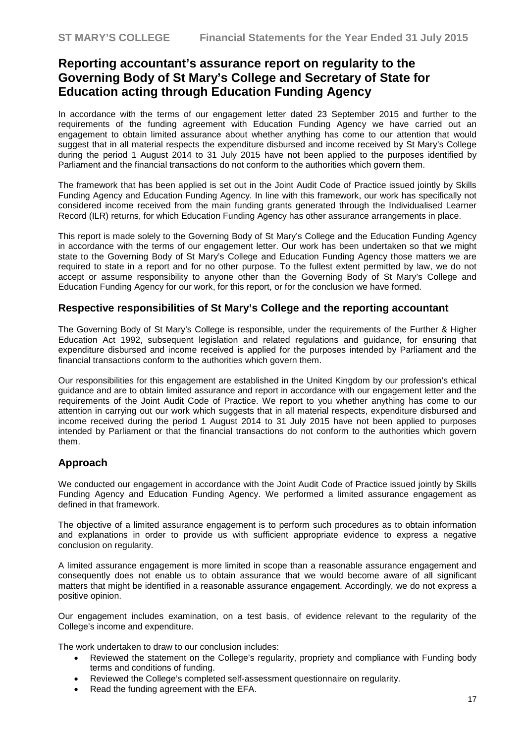## Reporting accountant's assurance report on regularity to the Governing Body of St Mary's College and Secretary of State for Education acting through Education Funding Agency

In accordance with the terms of our engagement letter dated 23 September 2015 and further to the requirements of the funding agreement with Education Funding Agency we have carried out an engagement to obtain limited assurance about whether anything has come to our attention that would suggest that in all material respects the expenditure disbursed and income received by St Mary's College during the period 1 August 2014 to 31 July 2015 have not been applied to the purposes identified by Parliament and the financial transactions do not conform to the authorities which govern them.

The framework that has been applied is set out in the Joint Audit Code of Practice issued jointly by Skills Funding Agency and Education Funding Agency. In line with this framework, our work has specifically not considered income received from the main funding grants generated through the Individualised Learner Record (ILR) returns, for which Education Funding Agency has other assurance arrangements in place.

This report is made solely to the Governing Body of St Mary's College and the Education Funding Agency in accordance with the terms of our engagement letter. Our work has been undertaken so that we might state to the Governing Body of St Mary's College and Education Funding Agency those matters we are required to state in a report and for no other purpose. To the fullest extent permitted by law, we do not accept or assume responsibility to anyone other than the Governing Body of St Mary's College and Education Funding Agency for our work, for this report, or for the conclusion we have formed.

### Respective responsibilities of St Mary's College and the reporting accountant

The Governing Body of St Mary's College is responsible, under the requirements of the Further & Higher Education Act 1992, subsequent legislation and related regulations and guidance, for ensuring that expenditure disbursed and income received is applied for the purposes intended by Parliament and the financial transactions conform to the authorities which govern them.

Our responsibilities for this engagement are established in the United Kingdom by our profession's ethical guidance and are to obtain limited assurance and report in accordance with our engagement letter and the requirements of the Joint Audit Code of Practice. We report to you whether anything has come to our attention in carrying out our work which suggests that in all material respects, expenditure disbursed and income received during the period 1 August 2014 to 31 July 2015 have not been applied to purposes intended by Parliament or that the financial transactions do not conform to the authorities which govern them.

### Approach

We conducted our engagement in accordance with the Joint Audit Code of Practice issued jointly by Skills Funding Agency and Education Funding Agency. We performed a limited assurance engagement as defined in that framework.

The objective of a limited assurance engagement is to perform such procedures as to obtain information and explanations in order to provide us with sufficient appropriate evidence to express a negative conclusion on regularity.

A limited assurance engagement is more limited in scope than a reasonable assurance engagement and consequently does not enable us to obtain assurance that we would become aware of all significant matters that might be identified in a reasonable assurance engagement. Accordingly, we do not express a positive opinion.

Our engagement includes examination, on a test basis, of evidence relevant to the regularity of the College's income and expenditure.

The work undertaken to draw to our conclusion includes:

- Reviewed the statement on the College's regularity, propriety and compliance with Funding body terms and conditions of funding.
- Reviewed the College's completed self-assessment questionnaire on regularity.
- Read the funding agreement with the EFA.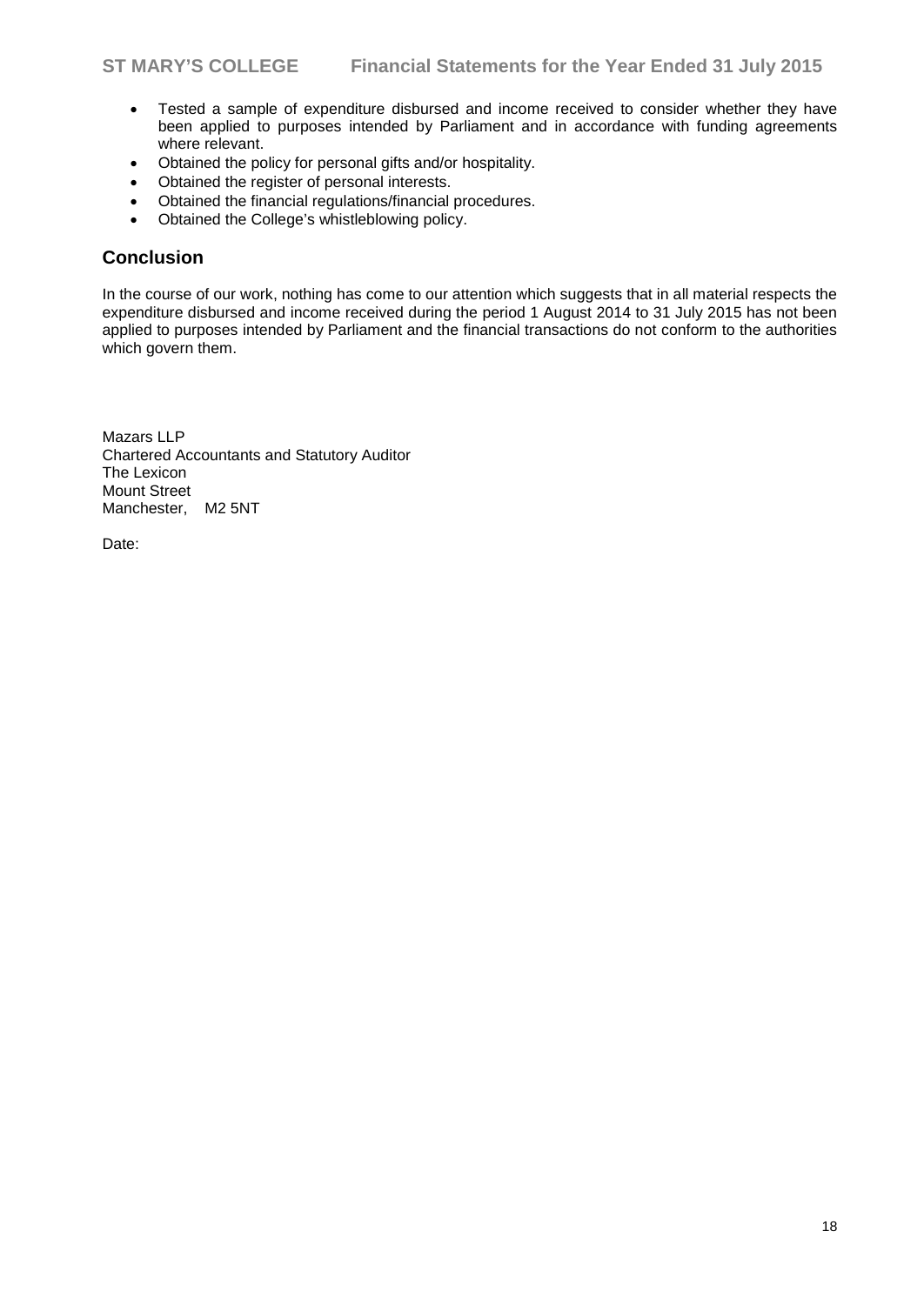- Tested a sample of expenditure disbursed and income received to consider whether they have been applied to purposes intended by Parliament and in accordance with funding agreements where relevant.
- Obtained the policy for personal gifts and/or hospitality.
- Obtained the register of personal interests.
- Obtained the financial regulations/financial procedures.
- Obtained the College's whistleblowing policy.

## Conclusion

In the course of our work, nothing has come to our attention which suggests that in all material respects the expenditure disbursed and income received during the period 1 August 2014 to 31 July 2015 has not been applied to purposes intended by Parliament and the financial transactions do not conform to the authorities which govern them.

Mazars LLP
Chartered Accountants and Statutory Auditor
The Lexicon
Mount Street
Manchester, M2 5NT

Date: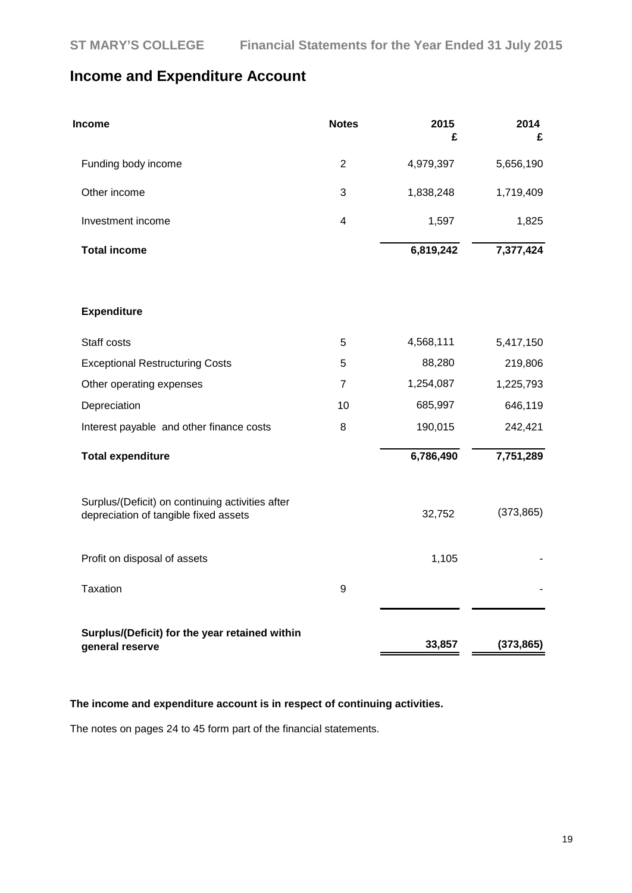## Income and Expenditure Account

| Income | Notes | 2015<br>£ | 2014<br>£ |
|---|---|---|---|
| Funding body income | 2 | 4,979,397 | 5,656,190 |
| Other income | 3 | 1,838,248 | 1,719,409 |
| Investment income | 4 | 1,597 | 1,825 |
| **Total income** | | **6,819,242** | **7,377,424** |
| | | | |
| **Expenditure** | | | |
| Staff costs | 5 | 4,568,111 | 5,417,150 |
| Exceptional Restructuring Costs | 5 | 88,280 | 219,806 |
| Other operating expenses | 7 | 1,254,087 | 1,225,793 |
| Depreciation | 10 | 685,997 | 646,119 |
| Interest payable and other finance costs | 8 | 190,015 | 242,421 |
| **Total expenditure** | | **6,786,490** | **7,751,289** |
| | | | |
| Surplus/(Deficit) on continuing activities after depreciation of tangible fixed assets | | 32,752 | (373,865) |
| Profit on disposal of assets | | 1,105 | - |
| Taxation | 9 | | - |
| **Surplus/(Deficit) for the year retained within general reserve** | | **33,857** | **(373,865)** |

**The income and expenditure account is in respect of continuing activities.**

The notes on pages 24 to 45 form part of the financial statements.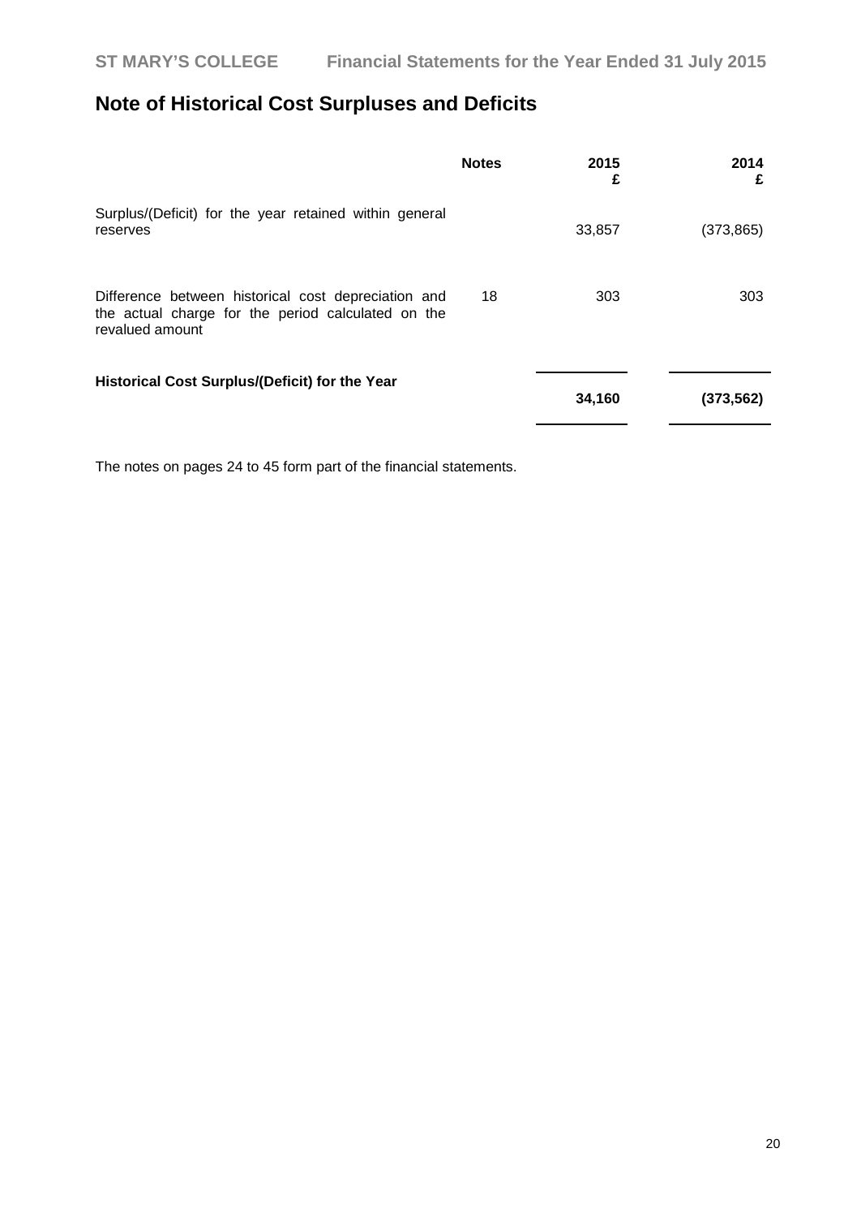# Note of Historical Cost Surpluses and Deficits

| | Notes | 2015 £ | 2014 £ |
|---|---|---|---|
| Surplus/(Deficit) for the year retained within general reserves | | 33,857 | (373,865) |
| Difference between historical cost depreciation and the actual charge for the period calculated on the revalued amount | 18 | 303 | 303 |
| **Historical Cost Surplus/(Deficit) for the Year** | | **34,160** | **(373,562)** |

The notes on pages 24 to 45 form part of the financial statements.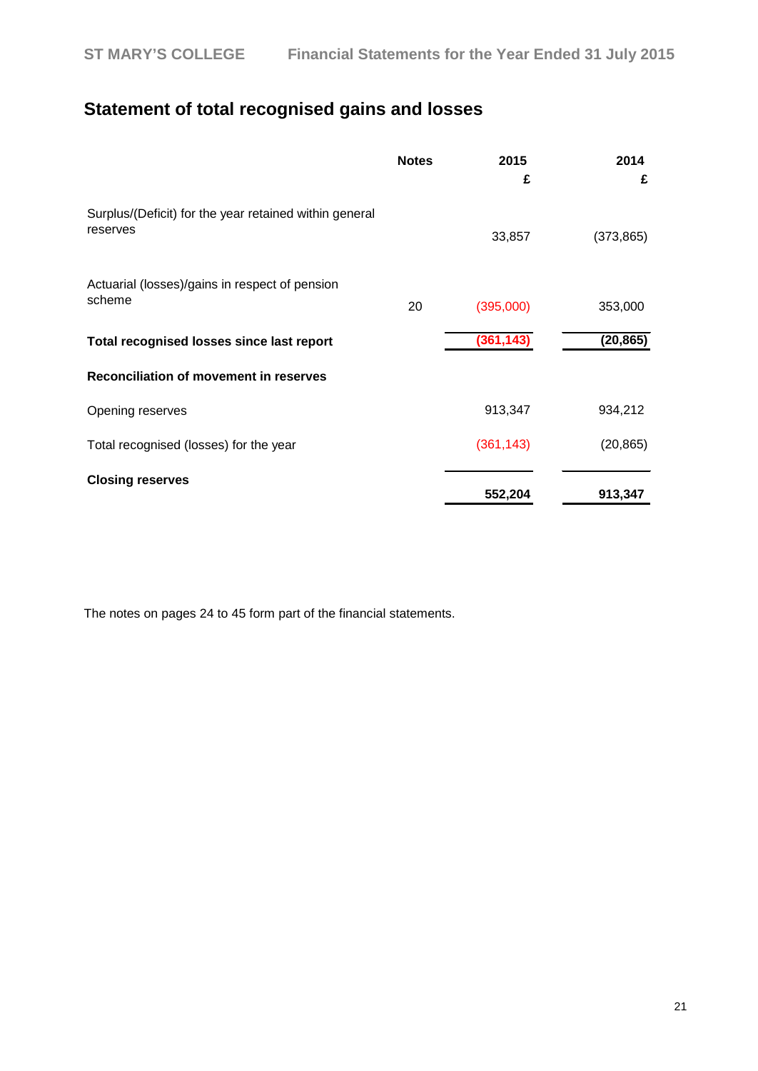## Statement of total recognised gains and losses

| | Notes | 2015<br>£ | 2014<br>£ |
|---|---|---|---|
| Surplus/(Deficit) for the year retained within general reserves | | 33,857 | (373,865) |
| Actuarial (losses)/gains in respect of pension scheme | 20 | (395,000) | 353,000 |
| **Total recognised losses since last report** | | **(361,143)** | **(20,865)** |
| **Reconciliation of movement in reserves** | | | |
| Opening reserves | | 913,347 | 934,212 |
| Total recognised (losses) for the year | | (361,143) | (20,865) |
| **Closing reserves** | | **552,204** | **913,347** |

The notes on pages 24 to 45 form part of the financial statements.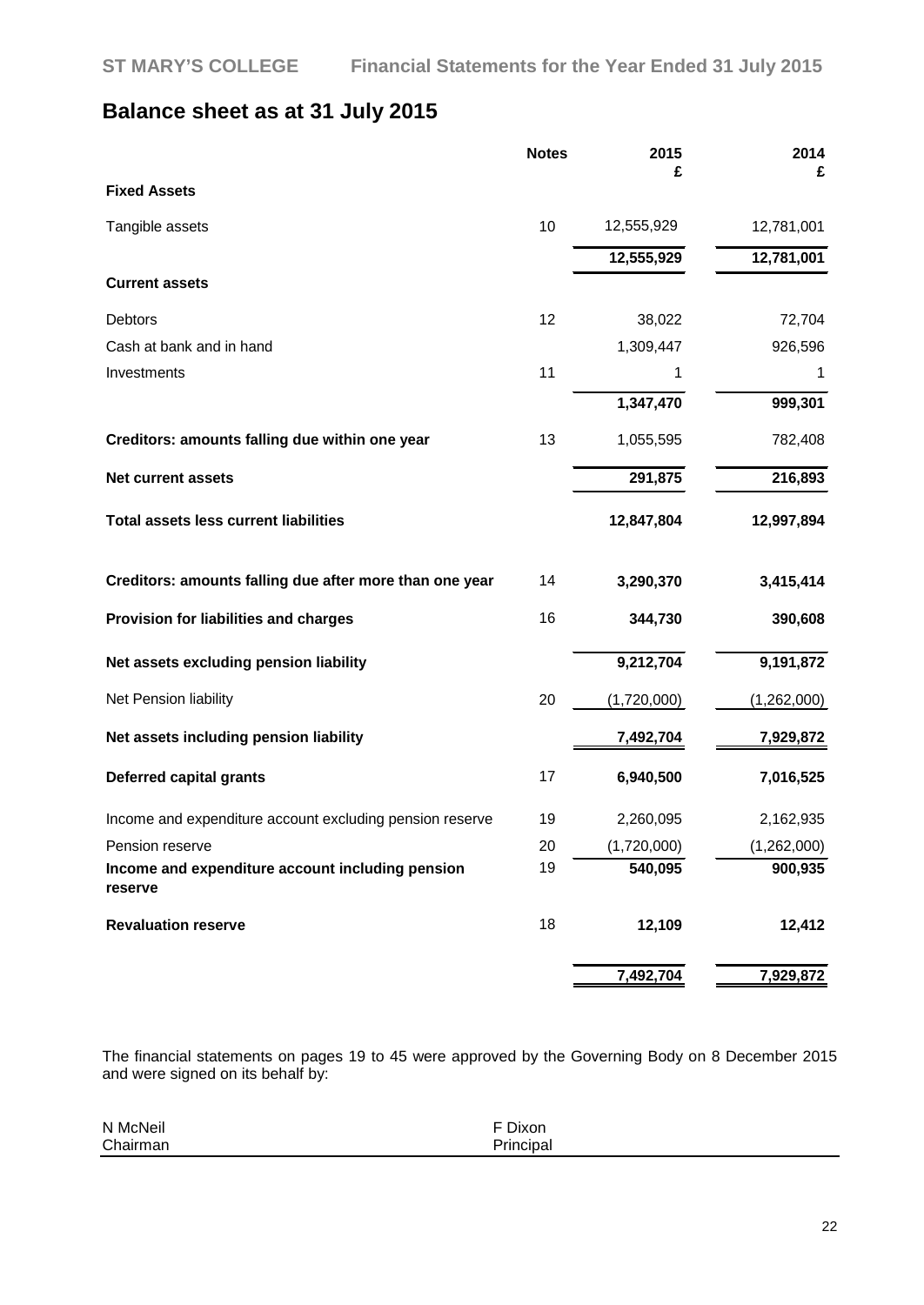# Balance sheet as at 31 July 2015

| | Notes | 2015 £ | 2014 £ |
|---|---|---|---|
| **Fixed Assets** | | | |
| Tangible assets | 10 | 12,555,929 | 12,781,001 |
| | | **12,555,929** | **12,781,001** |
| **Current assets** | | | |
| Debtors | 12 | 38,022 | 72,704 |
| Cash at bank and in hand | | 1,309,447 | 926,596 |
| Investments | 11 | 1 | 1 |
| | | **1,347,470** | **999,301** |
| **Creditors: amounts falling due within one year** | 13 | 1,055,595 | 782,408 |
| **Net current assets** | | **291,875** | **216,893** |
| **Total assets less current liabilities** | | **12,847,804** | **12,997,894** |
| **Creditors: amounts falling due after more than one year** | 14 | **3,290,370** | **3,415,414** |
| **Provision for liabilities and charges** | 16 | **344,730** | **390,608** |
| **Net assets excluding pension liability** | | **9,212,704** | **9,191,872** |
| Net Pension liability | 20 | (1,720,000) | (1,262,000) |
| **Net assets including pension liability** | | **7,492,704** | **7,929,872** |
| **Deferred capital grants** | 17 | **6,940,500** | **7,016,525** |
| Income and expenditure account excluding pension reserve | 19 | 2,260,095 | 2,162,935 |
| Pension reserve | 20 | (1,720,000) | (1,262,000) |
| **Income and expenditure account including pension reserve** | 19 | **540,095** | **900,935** |
| **Revaluation reserve** | 18 | **12,109** | **12,412** |
| | | **7,492,704** | **7,929,872** |

The financial statements on pages 19 to 45 were approved by the Governing Body on 8 December 2015 and were signed on its behalf by:

N McNeil
Chairman

F Dixon
Principal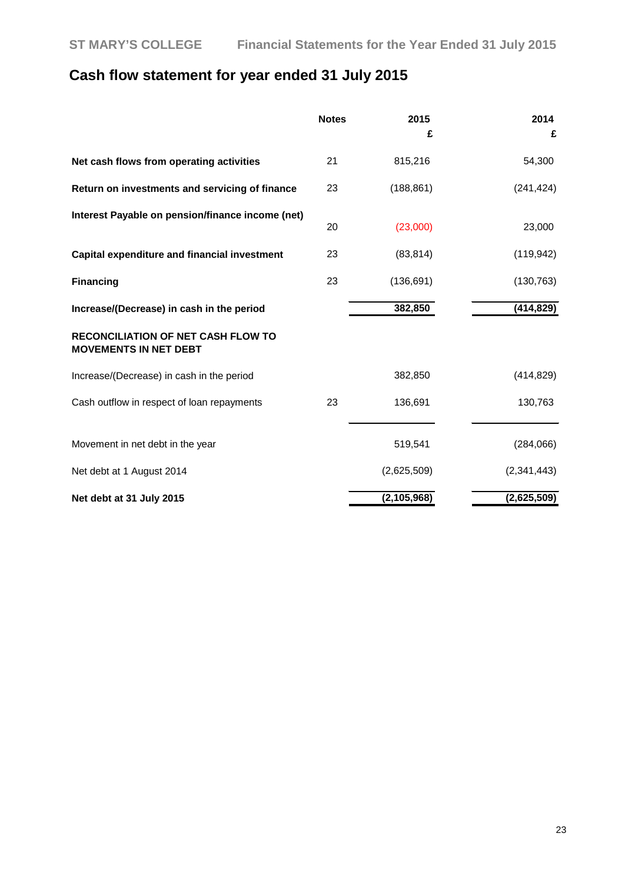# Cash flow statement for year ended 31 July 2015

| | Notes | 2015 £ | 2014 £ |
|---|---|---|---|
| **Net cash flows from operating activities** | 21 | 815,216 | 54,300 |
| **Return on investments and servicing of finance** | 23 | (188,861) | (241,424) |
| **Interest Payable on pension/finance income (net)** | 20 | (23,000) | 23,000 |
| **Capital expenditure and financial investment** | 23 | (83,814) | (119,942) |
| **Financing** | 23 | (136,691) | (130,763) |
| **Increase/(Decrease) in cash in the period** | | **382,850** | **(414,829)** |
| **RECONCILIATION OF NET CASH FLOW TO MOVEMENTS IN NET DEBT** | | | |
| Increase/(Decrease) in cash in the period | | 382,850 | (414,829) |
| Cash outflow in respect of loan repayments | 23 | 136,691 | 130,763 |
| Movement in net debt in the year | | 519,541 | (284,066) |
| Net debt at 1 August 2014 | | (2,625,509) | (2,341,443) |
| **Net debt at 31 July 2015** | | **(2,105,968)** | **(2,625,509)** |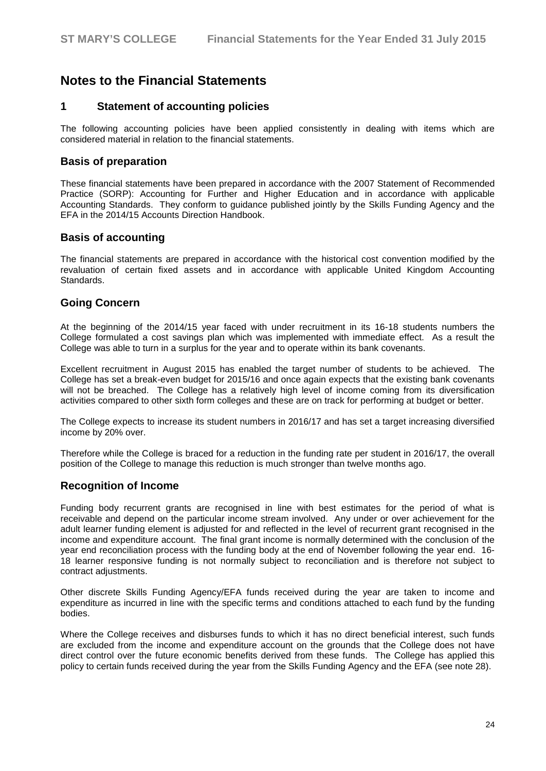# Notes to the Financial Statements

## 1 Statement of accounting policies

The following accounting policies have been applied consistently in dealing with items which are considered material in relation to the financial statements.

## Basis of preparation

These financial statements have been prepared in accordance with the 2007 Statement of Recommended Practice (SORP): Accounting for Further and Higher Education and in accordance with applicable Accounting Standards. They conform to guidance published jointly by the Skills Funding Agency and the EFA in the 2014/15 Accounts Direction Handbook.

## Basis of accounting

The financial statements are prepared in accordance with the historical cost convention modified by the revaluation of certain fixed assets and in accordance with applicable United Kingdom Accounting Standards.

## Going Concern

At the beginning of the 2014/15 year faced with under recruitment in its 16-18 students numbers the College formulated a cost savings plan which was implemented with immediate effect. As a result the College was able to turn in a surplus for the year and to operate within its bank covenants.

Excellent recruitment in August 2015 has enabled the target number of students to be achieved. The College has set a break-even budget for 2015/16 and once again expects that the existing bank covenants will not be breached. The College has a relatively high level of income coming from its diversification activities compared to other sixth form colleges and these are on track for performing at budget or better.

The College expects to increase its student numbers in 2016/17 and has set a target increasing diversified income by 20% over.

Therefore while the College is braced for a reduction in the funding rate per student in 2016/17, the overall position of the College to manage this reduction is much stronger than twelve months ago.

## Recognition of Income

Funding body recurrent grants are recognised in line with best estimates for the period of what is receivable and depend on the particular income stream involved. Any under or over achievement for the adult learner funding element is adjusted for and reflected in the level of recurrent grant recognised in the income and expenditure account. The final grant income is normally determined with the conclusion of the year end reconciliation process with the funding body at the end of November following the year end. 16-18 learner responsive funding is not normally subject to reconciliation and is therefore not subject to contract adjustments.

Other discrete Skills Funding Agency/EFA funds received during the year are taken to income and expenditure as incurred in line with the specific terms and conditions attached to each fund by the funding bodies.

Where the College receives and disburses funds to which it has no direct beneficial interest, such funds are excluded from the income and expenditure account on the grounds that the College does not have direct control over the future economic benefits derived from these funds. The College has applied this policy to certain funds received during the year from the Skills Funding Agency and the EFA (see note 28).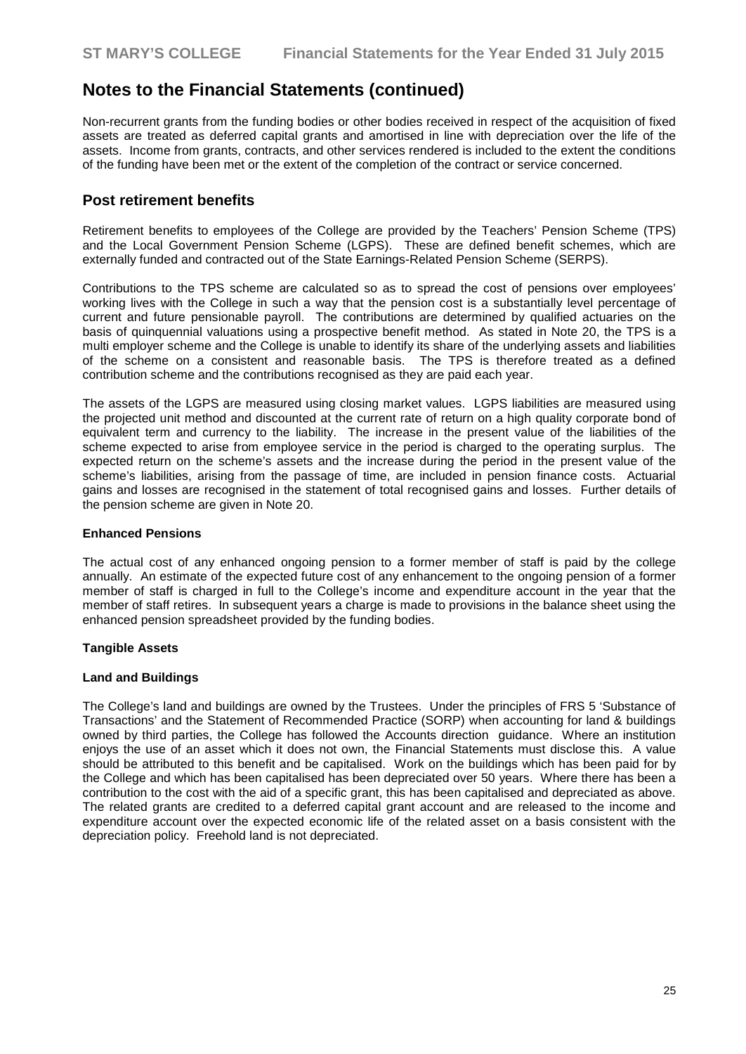## Notes to the Financial Statements (continued)

Non-recurrent grants from the funding bodies or other bodies received in respect of the acquisition of fixed assets are treated as deferred capital grants and amortised in line with depreciation over the life of the assets. Income from grants, contracts, and other services rendered is included to the extent the conditions of the funding have been met or the extent of the completion of the contract or service concerned.

### Post retirement benefits

Retirement benefits to employees of the College are provided by the Teachers' Pension Scheme (TPS) and the Local Government Pension Scheme (LGPS). These are defined benefit schemes, which are externally funded and contracted out of the State Earnings-Related Pension Scheme (SERPS).

Contributions to the TPS scheme are calculated so as to spread the cost of pensions over employees' working lives with the College in such a way that the pension cost is a substantially level percentage of current and future pensionable payroll. The contributions are determined by qualified actuaries on the basis of quinquennial valuations using a prospective benefit method. As stated in Note 20, the TPS is a multi employer scheme and the College is unable to identify its share of the underlying assets and liabilities of the scheme on a consistent and reasonable basis. The TPS is therefore treated as a defined contribution scheme and the contributions recognised as they are paid each year.

The assets of the LGPS are measured using closing market values. LGPS liabilities are measured using the projected unit method and discounted at the current rate of return on a high quality corporate bond of equivalent term and currency to the liability. The increase in the present value of the liabilities of the scheme expected to arise from employee service in the period is charged to the operating surplus. The expected return on the scheme's assets and the increase during the period in the present value of the scheme's liabilities, arising from the passage of time, are included in pension finance costs. Actuarial gains and losses are recognised in the statement of total recognised gains and losses. Further details of the pension scheme are given in Note 20.

**Enhanced Pensions**

The actual cost of any enhanced ongoing pension to a former member of staff is paid by the college annually. An estimate of the expected future cost of any enhancement to the ongoing pension of a former member of staff is charged in full to the College's income and expenditure account in the year that the member of staff retires. In subsequent years a charge is made to provisions in the balance sheet using the enhanced pension spreadsheet provided by the funding bodies.

**Tangible Assets**

**Land and Buildings**

The College's land and buildings are owned by the Trustees. Under the principles of FRS 5 'Substance of Transactions' and the Statement of Recommended Practice (SORP) when accounting for land & buildings owned by third parties, the College has followed the Accounts direction guidance. Where an institution enjoys the use of an asset which it does not own, the Financial Statements must disclose this. A value should be attributed to this benefit and be capitalised. Work on the buildings which has been paid for by the College and which has been capitalised has been depreciated over 50 years. Where there has been a contribution to the cost with the aid of a specific grant, this has been capitalised and depreciated as above. The related grants are credited to a deferred capital grant account and are released to the income and expenditure account over the expected economic life of the related asset on a basis consistent with the depreciation policy. Freehold land is not depreciated.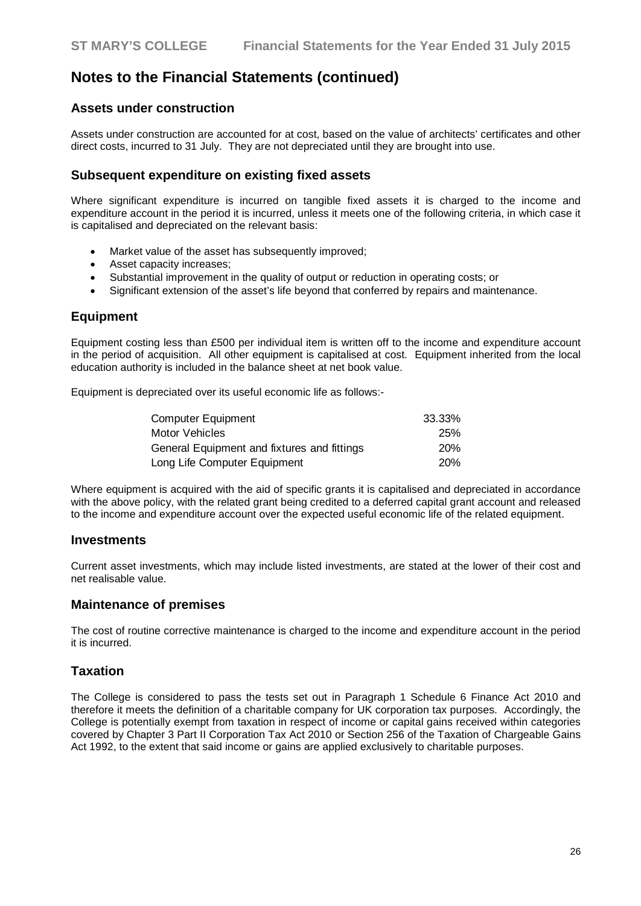## Notes to the Financial Statements (continued)

### Assets under construction

Assets under construction are accounted for at cost, based on the value of architects' certificates and other direct costs, incurred to 31 July. They are not depreciated until they are brought into use.

### Subsequent expenditure on existing fixed assets

Where significant expenditure is incurred on tangible fixed assets it is charged to the income and expenditure account in the period it is incurred, unless it meets one of the following criteria, in which case it is capitalised and depreciated on the relevant basis:

- Market value of the asset has subsequently improved;
- Asset capacity increases;
- Substantial improvement in the quality of output or reduction in operating costs; or
- Significant extension of the asset's life beyond that conferred by repairs and maintenance.

### Equipment

Equipment costing less than £500 per individual item is written off to the income and expenditure account in the period of acquisition. All other equipment is capitalised at cost. Equipment inherited from the local education authority is included in the balance sheet at net book value.

Equipment is depreciated over its useful economic life as follows:-

| | |
|---|---|
| Computer Equipment | 33.33% |
| Motor Vehicles | 25% |
| General Equipment and fixtures and fittings | 20% |
| Long Life Computer Equipment | 20% |

Where equipment is acquired with the aid of specific grants it is capitalised and depreciated in accordance with the above policy, with the related grant being credited to a deferred capital grant account and released to the income and expenditure account over the expected useful economic life of the related equipment.

### Investments

Current asset investments, which may include listed investments, are stated at the lower of their cost and net realisable value.

### Maintenance of premises

The cost of routine corrective maintenance is charged to the income and expenditure account in the period it is incurred.

### Taxation

The College is considered to pass the tests set out in Paragraph 1 Schedule 6 Finance Act 2010 and therefore it meets the definition of a charitable company for UK corporation tax purposes. Accordingly, the College is potentially exempt from taxation in respect of income or capital gains received within categories covered by Chapter 3 Part II Corporation Tax Act 2010 or Section 256 of the Taxation of Chargeable Gains Act 1992, to the extent that said income or gains are applied exclusively to charitable purposes.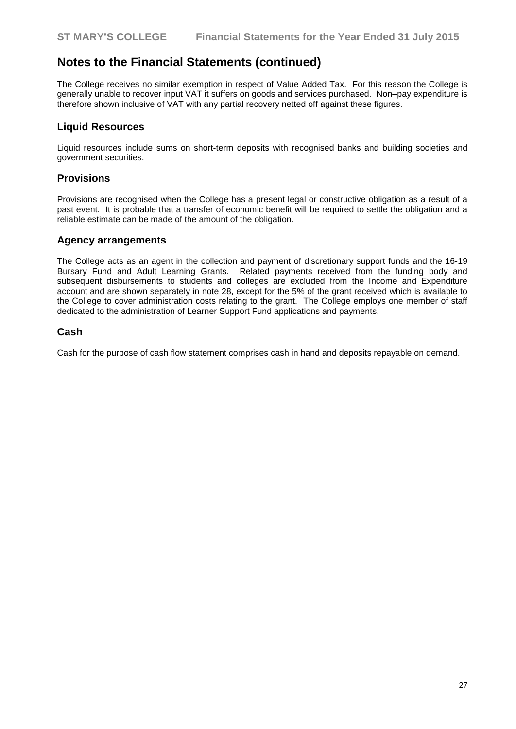## Notes to the Financial Statements (continued)

The College receives no similar exemption in respect of Value Added Tax. For this reason the College is generally unable to recover input VAT it suffers on goods and services purchased. Non–pay expenditure is therefore shown inclusive of VAT with any partial recovery netted off against these figures.

### Liquid Resources

Liquid resources include sums on short-term deposits with recognised banks and building societies and government securities.

### Provisions

Provisions are recognised when the College has a present legal or constructive obligation as a result of a past event. It is probable that a transfer of economic benefit will be required to settle the obligation and a reliable estimate can be made of the amount of the obligation.

### Agency arrangements

The College acts as an agent in the collection and payment of discretionary support funds and the 16-19 Bursary Fund and Adult Learning Grants. Related payments received from the funding body and subsequent disbursements to students and colleges are excluded from the Income and Expenditure account and are shown separately in note 28, except for the 5% of the grant received which is available to the College to cover administration costs relating to the grant. The College employs one member of staff dedicated to the administration of Learner Support Fund applications and payments.

### Cash

Cash for the purpose of cash flow statement comprises cash in hand and deposits repayable on demand.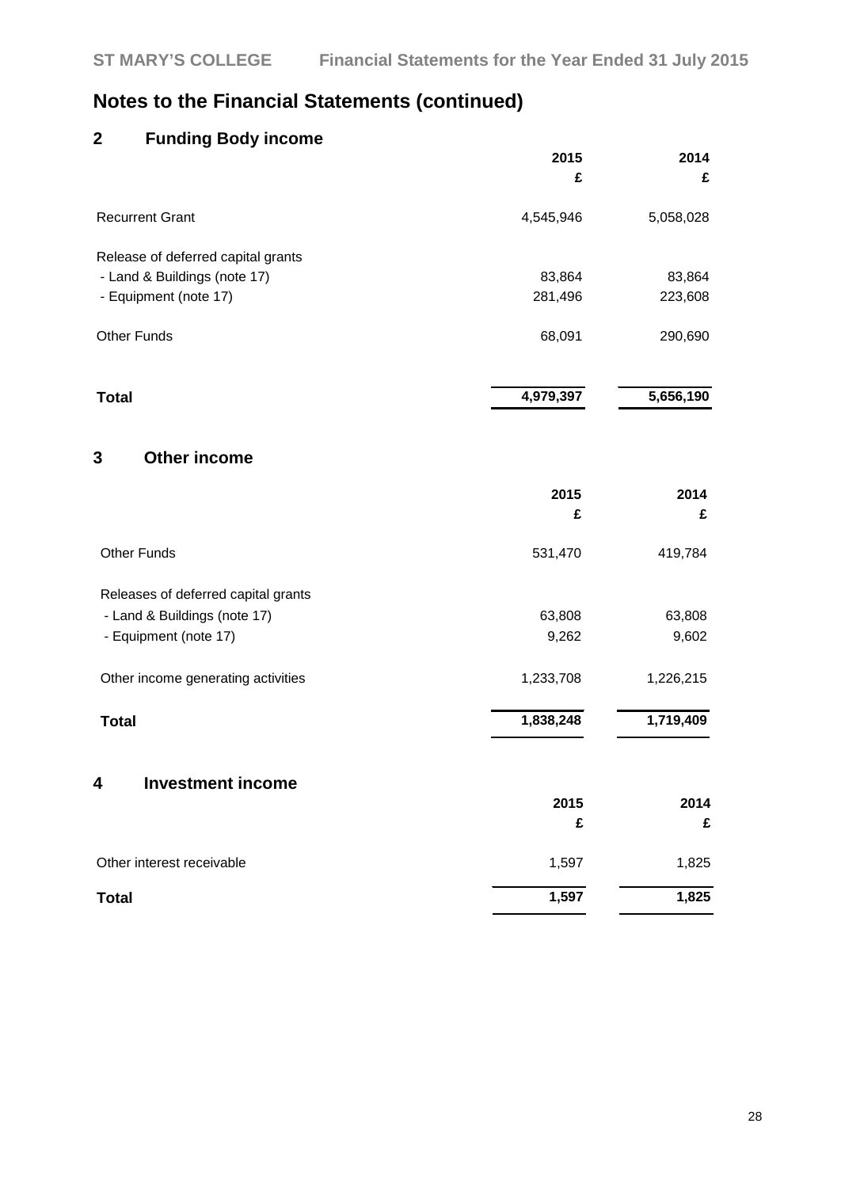# Notes to the Financial Statements (continued)

## 2 Funding Body income

| | 2015 | 2014 |
|---|---|---|
| | £ | £ |
| Recurrent Grant | 4,545,946 | 5,058,028 |
| Release of deferred capital grants | | |
| - Land & Buildings (note 17) | 83,864 | 83,864 |
| - Equipment (note 17) | 281,496 | 223,608 |
| Other Funds | 68,091 | 290,690 |
| **Total** | **4,979,397** | **5,656,190** |

## 3 Other income

| | 2015 | 2014 |
|---|---|---|
| | £ | £ |
| Other Funds | 531,470 | 419,784 |
| Releases of deferred capital grants | | |
| - Land & Buildings (note 17) | 63,808 | 63,808 |
| - Equipment (note 17) | 9,262 | 9,602 |
| Other income generating activities | 1,233,708 | 1,226,215 |
| **Total** | **1,838,248** | **1,719,409** |

## 4 Investment income

| | 2015 | 2014 |
|---|---|---|
| | £ | £ |
| Other interest receivable | 1,597 | 1,825 |
| **Total** | **1,597** | **1,825** |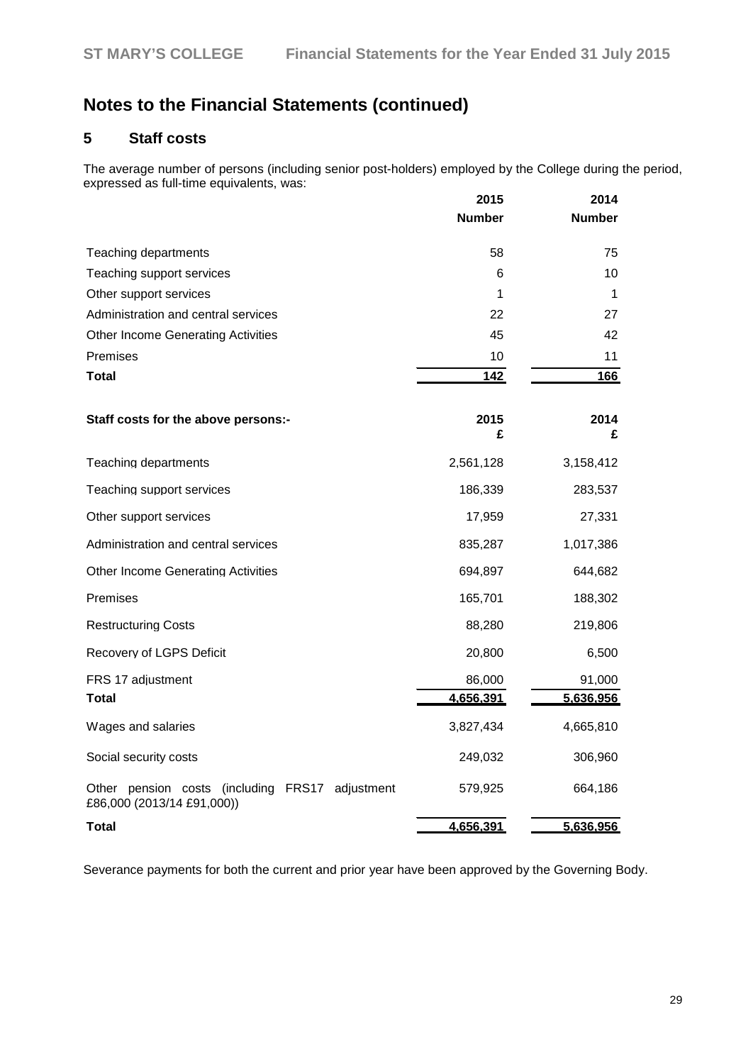# Notes to the Financial Statements (continued)

## 5 Staff costs

The average number of persons (including senior post-holders) employed by the College during the period, expressed as full-time equivalents, was:

| | 2015 Number | 2014 Number |
|---|---|---|
| Teaching departments | 58 | 75 |
| Teaching support services | 6 | 10 |
| Other support services | 1 | 1 |
| Administration and central services | 22 | 27 |
| Other Income Generating Activities | 45 | 42 |
| Premises | 10 | 11 |
| **Total** | **142** | **166** |

| **Staff costs for the above persons:-** | **2015 £** | **2014 £** |
|---|---|---|
| Teaching departments | 2,561,128 | 3,158,412 |
| Teaching support services | 186,339 | 283,537 |
| Other support services | 17,959 | 27,331 |
| Administration and central services | 835,287 | 1,017,386 |
| Other Income Generating Activities | 694,897 | 644,682 |
| Premises | 165,701 | 188,302 |
| Restructuring Costs | 88,280 | 219,806 |
| Recovery of LGPS Deficit | 20,800 | 6,500 |
| FRS 17 adjustment | 86,000 | 91,000 |
| **Total** | **4,656,391** | **5,636,956** |
| Wages and salaries | 3,827,434 | 4,665,810 |
| Social security costs | 249,032 | 306,960 |
| Other pension costs (including FRS17 adjustment £86,000 (2013/14 £91,000)) | 579,925 | 664,186 |
| **Total** | **4,656,391** | **5,636,956** |

Severance payments for both the current and prior year have been approved by the Governing Body.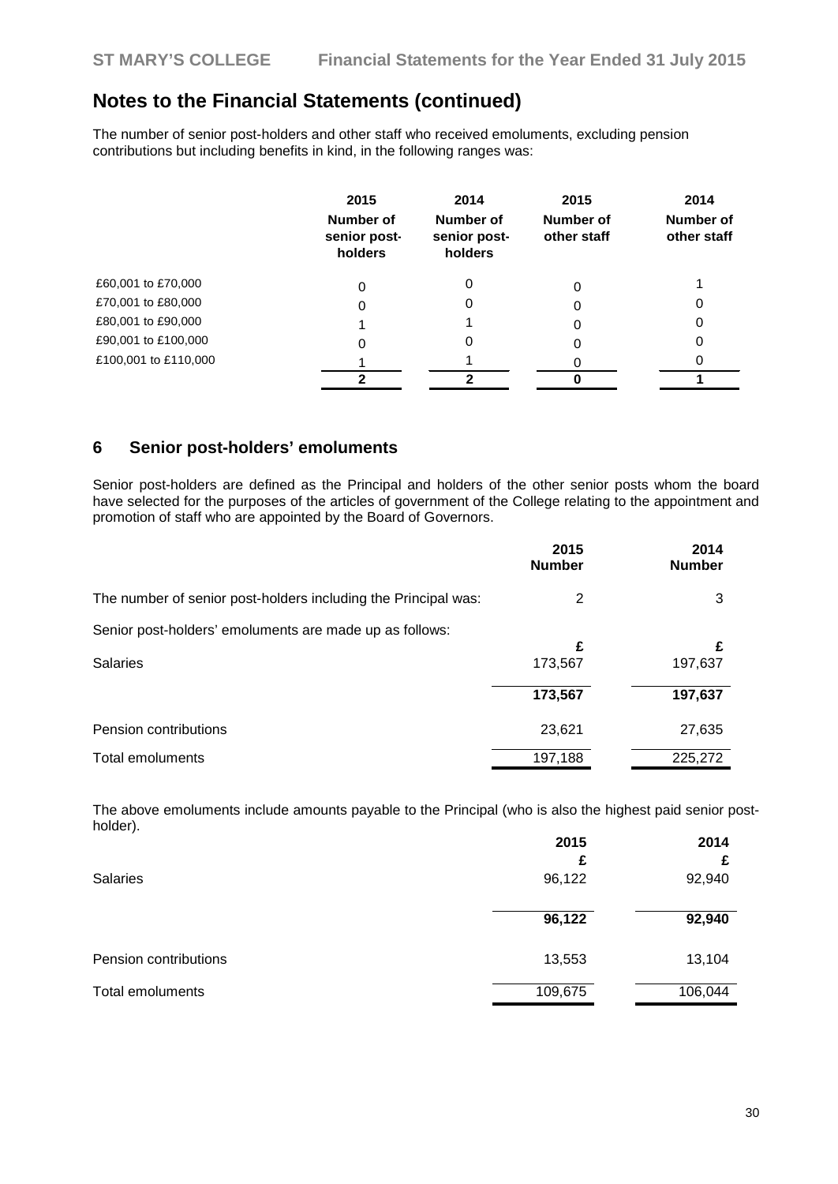# Notes to the Financial Statements (continued)

The number of senior post-holders and other staff who received emoluments, excluding pension contributions but including benefits in kind, in the following ranges was:

| | 2015 Number of senior post-holders | 2014 Number of senior post-holders | 2015 Number of other staff | 2014 Number of other staff |
|---|---|---|---|---|
| £60,001 to £70,000 | 0 | 0 | 0 | 1 |
| £70,001 to £80,000 | 0 | 0 | 0 | 0 |
| £80,001 to £90,000 | 1 | 1 | 0 | 0 |
| £90,001 to £100,000 | 0 | 0 | 0 | 0 |
| £100,001 to £110,000 | 1 | 1 | 0 | 0 |
| | **2** | **2** | **0** | **1** |

## 6 Senior post-holders' emoluments

Senior post-holders are defined as the Principal and holders of the other senior posts whom the board have selected for the purposes of the articles of government of the College relating to the appointment and promotion of staff who are appointed by the Board of Governors.

| | 2015 Number | 2014 Number |
|---|---|---|
| The number of senior post-holders including the Principal was: | 2 | 3 |
| Senior post-holders' emoluments are made up as follows: | | |
| | £ | £ |
| Salaries | 173,567 | 197,637 |
| | **173,567** | **197,637** |
| Pension contributions | 23,621 | 27,635 |
| Total emoluments | 197,188 | 225,272 |

The above emoluments include amounts payable to the Principal (who is also the highest paid senior post-holder).

| | 2015 £ | 2014 £ |
|---|---|---|
| Salaries | 96,122 | 92,940 |
| | **96,122** | **92,940** |
| Pension contributions | 13,553 | 13,104 |
| Total emoluments | 109,675 | 106,044 |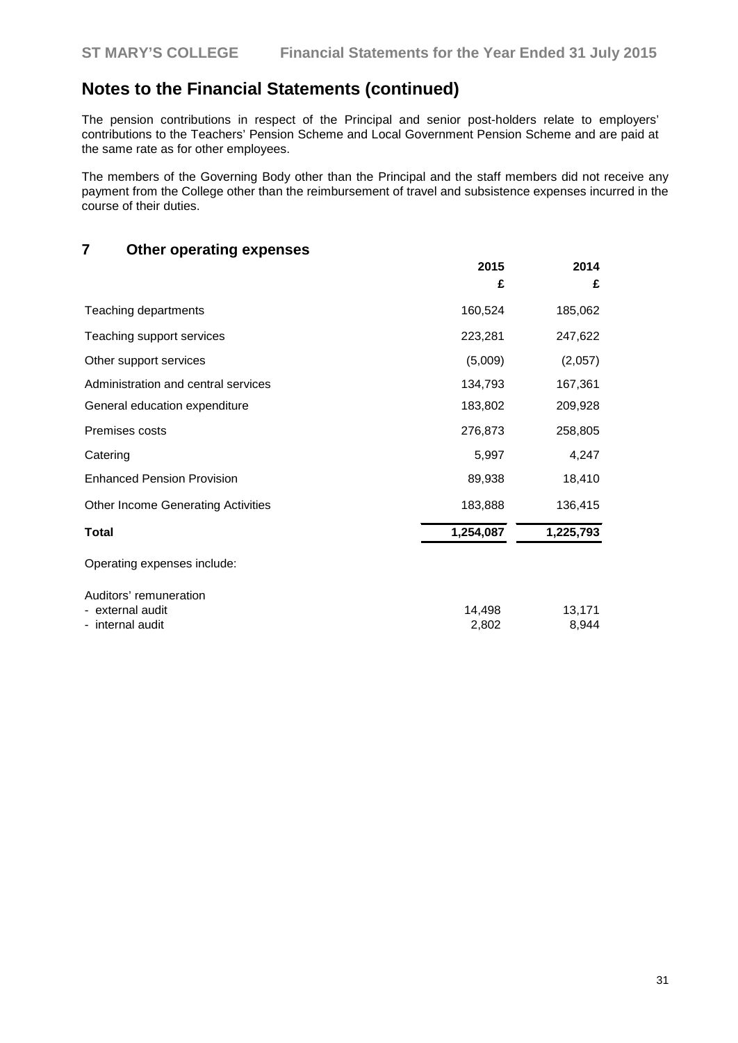## Notes to the Financial Statements (continued)

The pension contributions in respect of the Principal and senior post-holders relate to employers' contributions to the Teachers' Pension Scheme and Local Government Pension Scheme and are paid at the same rate as for other employees.

The members of the Governing Body other than the Principal and the staff members did not receive any payment from the College other than the reimbursement of travel and subsistence expenses incurred in the course of their duties.

## 7 Other operating expenses

| | 2015 | 2014 |
|---|---|---|
| | £ | £ |
| Teaching departments | 160,524 | 185,062 |
| Teaching support services | 223,281 | 247,622 |
| Other support services | (5,009) | (2,057) |
| Administration and central services | 134,793 | 167,361 |
| General education expenditure | 183,802 | 209,928 |
| Premises costs | 276,873 | 258,805 |
| Catering | 5,997 | 4,247 |
| Enhanced Pension Provision | 89,938 | 18,410 |
| Other Income Generating Activities | 183,888 | 136,415 |
| **Total** | **1,254,087** | **1,225,793** |

Operating expenses include:

| | 2015 | 2014 |
|---|---|---|
| Auditors' remuneration | | |
| - external audit | 14,498 | 13,171 |
| - internal audit | 2,802 | 8,944 |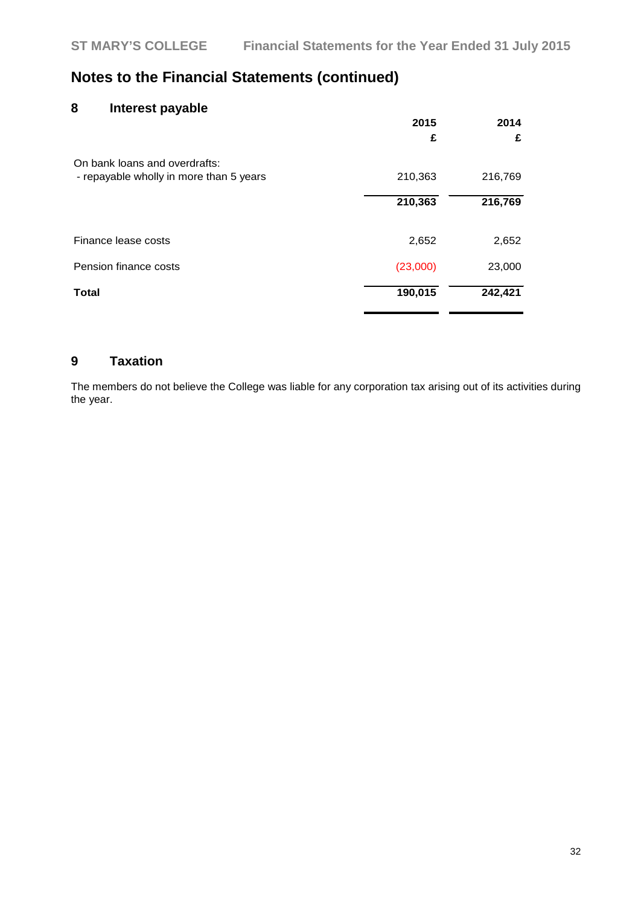# Notes to the Financial Statements (continued)

## 8 Interest payable

| | 2015 £ | 2014 £ |
|---|---|---|
| On bank loans and overdrafts: | | |
| - repayable wholly in more than 5 years | 210,363 | 216,769 |
| | **210,363** | **216,769** |
| Finance lease costs | 2,652 | 2,652 |
| Pension finance costs | (23,000) | 23,000 |
| **Total** | **190,015** | **242,421** |

## 9 Taxation

The members do not believe the College was liable for any corporation tax arising out of its activities during the year.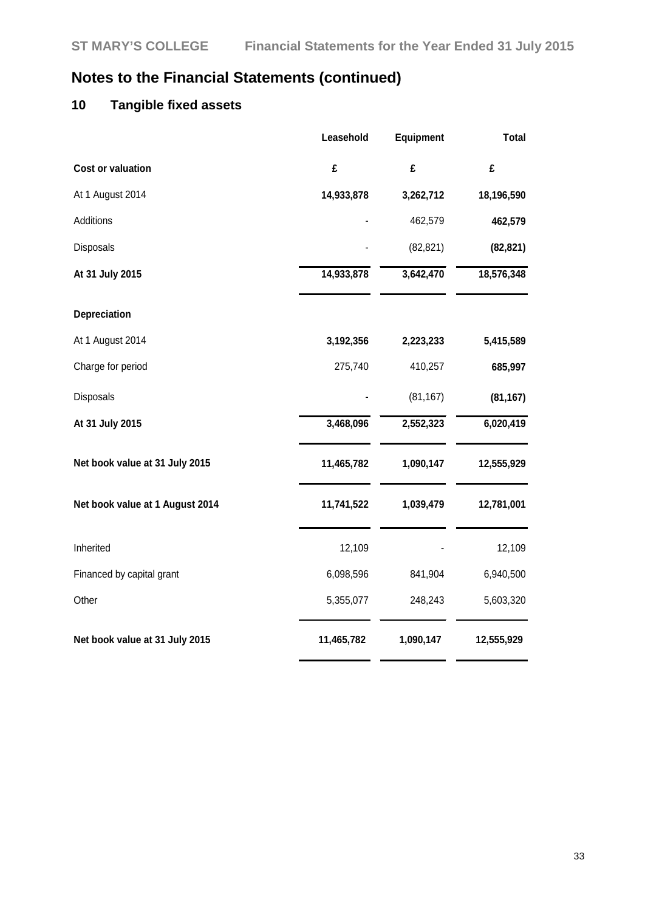## Notes to the Financial Statements (continued)

### 10 Tangible fixed assets

| | Leasehold | Equipment | Total |
|---|---|---|---|
| **Cost or valuation** | **£** | **£** | **£** |
| At 1 August 2014 | **14,933,878** | **3,262,712** | **18,196,590** |
| Additions | - | 462,579 | **462,579** |
| Disposals | - | (82,821) | **(82,821)** |
| **At 31 July 2015** | **14,933,878** | **3,642,470** | **18,576,348** |
| **Depreciation** | | | |
| At 1 August 2014 | **3,192,356** | **2,223,233** | **5,415,589** |
| Charge for period | 275,740 | 410,257 | **685,997** |
| Disposals | - | (81,167) | **(81,167)** |
| **At 31 July 2015** | **3,468,096** | **2,552,323** | **6,020,419** |
| **Net book value at 31 July 2015** | **11,465,782** | **1,090,147** | **12,555,929** |
| **Net book value at 1 August 2014** | **11,741,522** | **1,039,479** | **12,781,001** |
| Inherited | 12,109 | - | 12,109 |
| Financed by capital grant | 6,098,596 | 841,904 | 6,940,500 |
| Other | 5,355,077 | 248,243 | 5,603,320 |
| **Net book value at 31 July 2015** | **11,465,782** | **1,090,147** | **12,555,929** |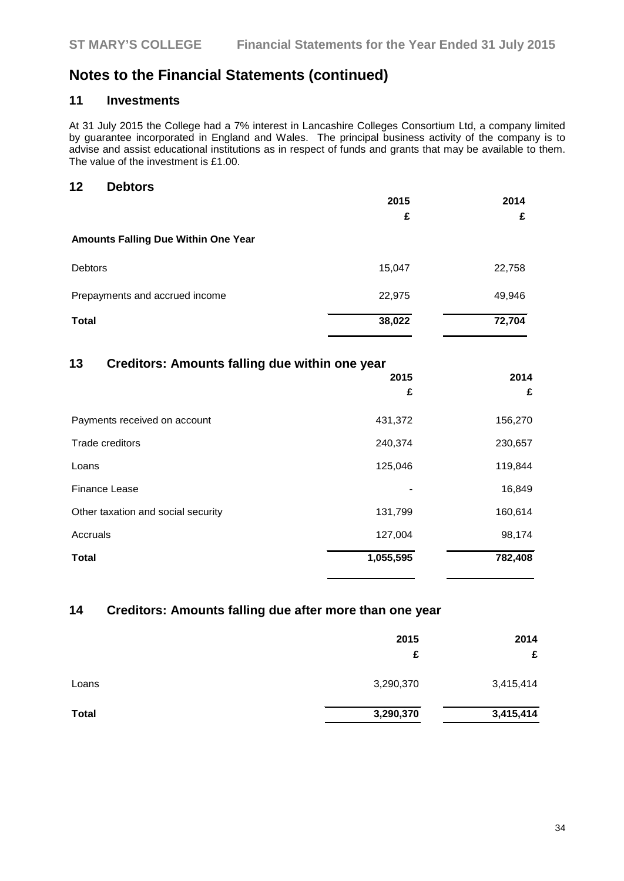# Notes to the Financial Statements (continued)

## 11 Investments

At 31 July 2015 the College had a 7% interest in Lancashire Colleges Consortium Ltd, a company limited by guarantee incorporated in England and Wales. The principal business activity of the company is to advise and assist educational institutions as in respect of funds and grants that may be available to them. The value of the investment is £1.00.

## 12 Debtors

| | 2015 | 2014 |
|---|---|---|
| | £ | £ |
| **Amounts Falling Due Within One Year** | | |
| Debtors | 15,047 | 22,758 |
| Prepayments and accrued income | 22,975 | 49,946 |
| **Total** | **38,022** | **72,704** |

## 13 Creditors: Amounts falling due within one year

| | 2015 | 2014 |
|---|---|---|
| | £ | £ |
| Payments received on account | 431,372 | 156,270 |
| Trade creditors | 240,374 | 230,657 |
| Loans | 125,046 | 119,844 |
| Finance Lease | - | 16,849 |
| Other taxation and social security | 131,799 | 160,614 |
| Accruals | 127,004 | 98,174 |
| **Total** | **1,055,595** | **782,408** |

## 14 Creditors: Amounts falling due after more than one year

| | 2015 | 2014 |
|---|---|---|
| | £ | £ |
| Loans | 3,290,370 | 3,415,414 |
| **Total** | **3,290,370** | **3,415,414** |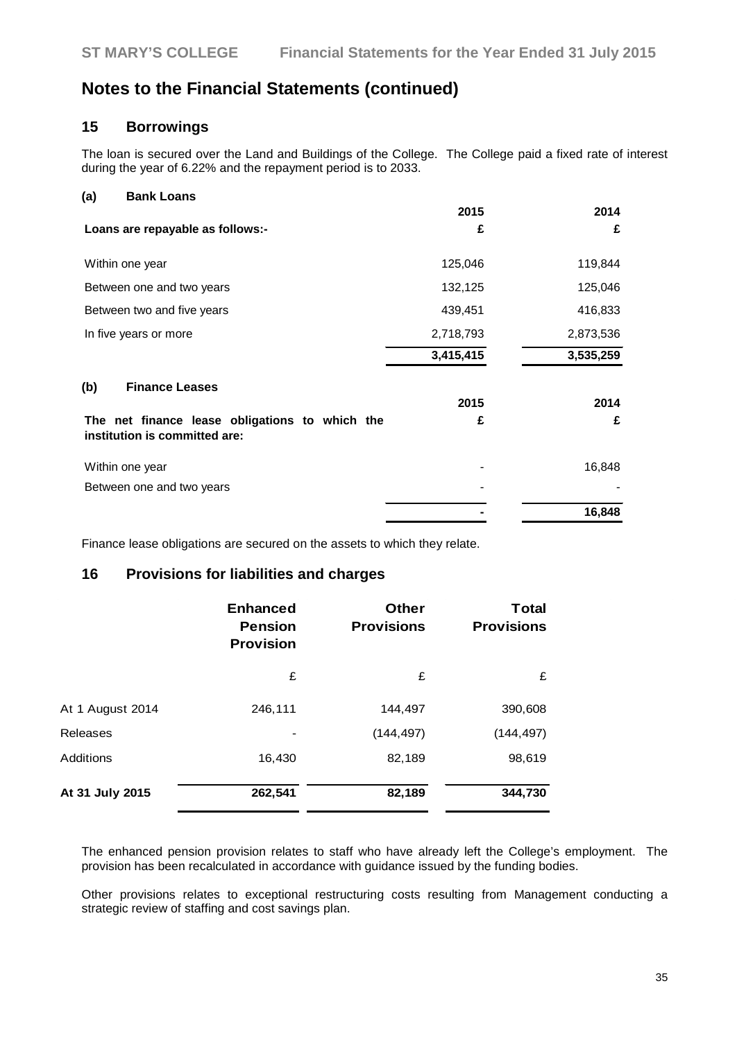# Notes to the Financial Statements (continued)

## 15 Borrowings

The loan is secured over the Land and Buildings of the College. The College paid a fixed rate of interest during the year of 6.22% and the repayment period is to 2033.

### (a) Bank Loans

| Loans are repayable as follows:- | 2015 £ | 2014 £ |
|---|---|---|
| Within one year | 125,046 | 119,844 |
| Between one and two years | 132,125 | 125,046 |
| Between two and five years | 439,451 | 416,833 |
| In five years or more | 2,718,793 | 2,873,536 |
| | **3,415,415** | **3,535,259** |

### (b) Finance Leases

| The net finance lease obligations to which the institution is committed are: | 2015 £ | 2014 £ |
|---|---|---|
| Within one year | - | 16,848 |
| Between one and two years | - | - |
| | **-** | **16,848** |

Finance lease obligations are secured on the assets to which they relate.

## 16 Provisions for liabilities and charges

| | Enhanced Pension Provision | Other Provisions | Total Provisions |
|---|---|---|---|
| | £ | £ | £ |
| At 1 August 2014 | 246,111 | 144,497 | 390,608 |
| Releases | - | (144,497) | (144,497) |
| Additions | 16,430 | 82,189 | 98,619 |
| **At 31 July 2015** | **262,541** | **82,189** | **344,730** |

The enhanced pension provision relates to staff who have already left the College's employment. The provision has been recalculated in accordance with guidance issued by the funding bodies.

Other provisions relates to exceptional restructuring costs resulting from Management conducting a strategic review of staffing and cost savings plan.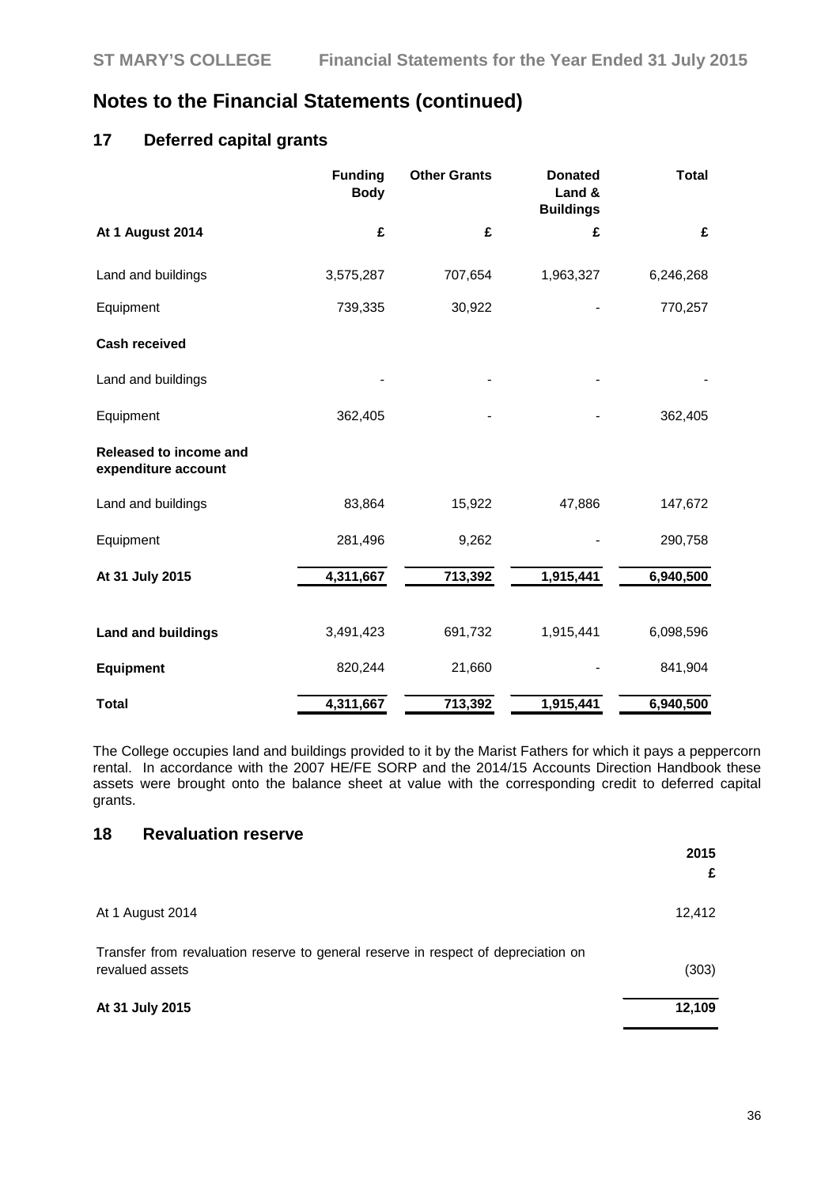# Notes to the Financial Statements (continued)

## 17 Deferred capital grants

| | Funding Body | Other Grants | Donated Land & Buildings | Total |
|---|---|---|---|---|
| **At 1 August 2014** | **£** | **£** | **£** | **£** |
| Land and buildings | 3,575,287 | 707,654 | 1,963,327 | 6,246,268 |
| Equipment | 739,335 | 30,922 | - | 770,257 |
| **Cash received** | | | | |
| Land and buildings | - | - | - | - |
| Equipment | 362,405 | - | - | 362,405 |
| **Released to income and expenditure account** | | | | |
| Land and buildings | 83,864 | 15,922 | 47,886 | 147,672 |
| Equipment | 281,496 | 9,262 | - | 290,758 |
| **At 31 July 2015** | **4,311,667** | **713,392** | **1,915,441** | **6,940,500** |
| **Land and buildings** | 3,491,423 | 691,732 | 1,915,441 | 6,098,596 |
| **Equipment** | 820,244 | 21,660 | - | 841,904 |
| **Total** | **4,311,667** | **713,392** | **1,915,441** | **6,940,500** |

The College occupies land and buildings provided to it by the Marist Fathers for which it pays a peppercorn rental. In accordance with the 2007 HE/FE SORP and the 2014/15 Accounts Direction Handbook these assets were brought onto the balance sheet at value with the corresponding credit to deferred capital grants.

## 18 Revaluation reserve

| | 2015 |
|---|---|
| | £ |
| At 1 August 2014 | 12,412 |
| Transfer from revaluation reserve to general reserve in respect of depreciation on revalued assets | (303) |
| **At 31 July 2015** | **12,109** |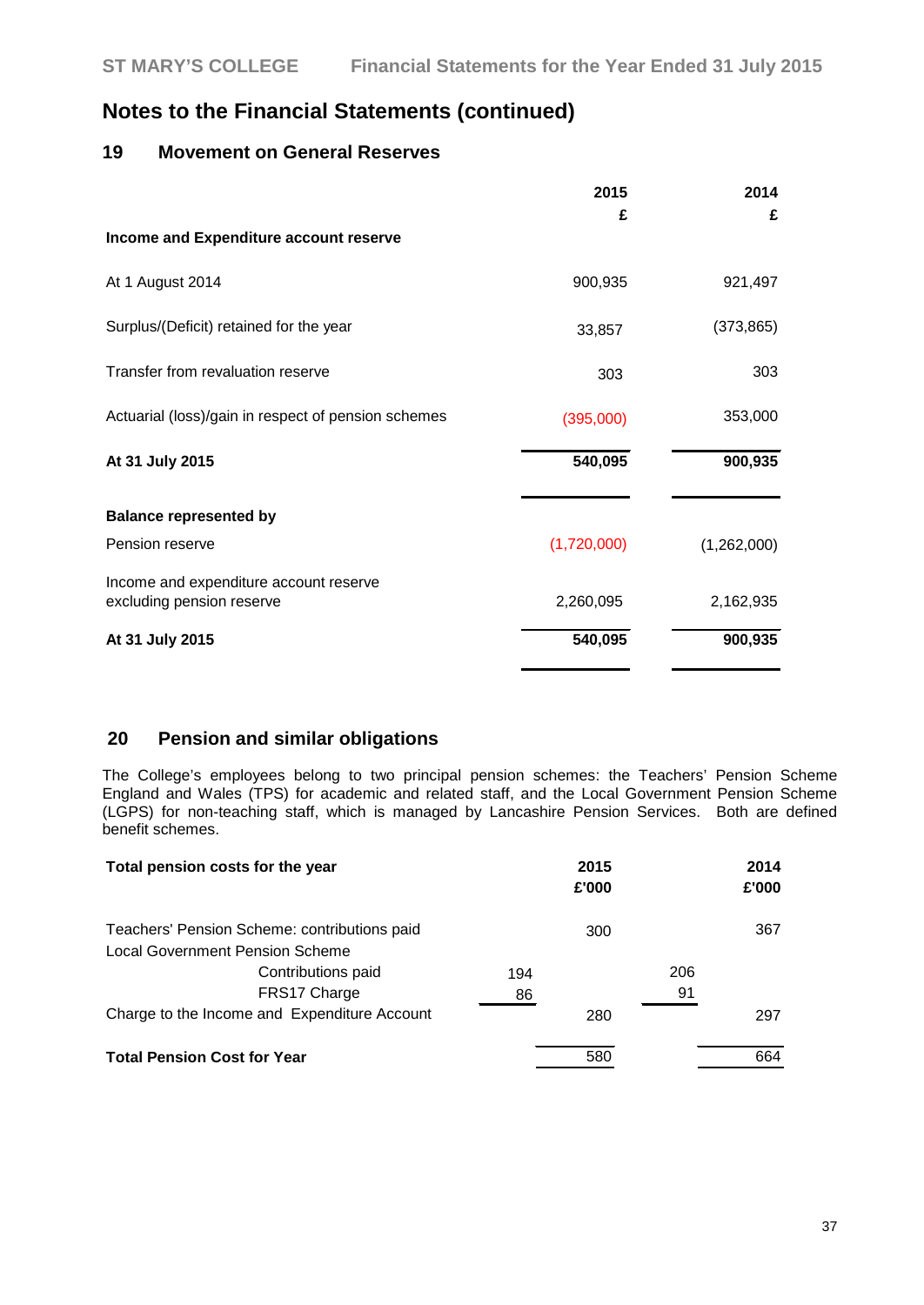## Notes to the Financial Statements (continued)

### 19 Movement on General Reserves

| | 2015 £ | 2014 £ |
|---|---|---|
| **Income and Expenditure account reserve** | | |
| At 1 August 2014 | 900,935 | 921,497 |
| Surplus/(Deficit) retained for the year | 33,857 | (373,865) |
| Transfer from revaluation reserve | 303 | 303 |
| Actuarial (loss)/gain in respect of pension schemes | (395,000) | 353,000 |
| **At 31 July 2015** | **540,095** | **900,935** |
| **Balance represented by** | | |
| Pension reserve | (1,720,000) | (1,262,000) |
| Income and expenditure account reserve excluding pension reserve | 2,260,095 | 2,162,935 |
| **At 31 July 2015** | **540,095** | **900,935** |

### 20 Pension and similar obligations

The College's employees belong to two principal pension schemes: the Teachers' Pension Scheme England and Wales (TPS) for academic and related staff, and the Local Government Pension Scheme (LGPS) for non-teaching staff, which is managed by Lancashire Pension Services. Both are defined benefit schemes.

| **Total pension costs for the year** | | **2015 £'000** | | **2014 £'000** |
|---|---|---|---|---|
| Teachers' Pension Scheme: contributions paid | | 300 | | 367 |
| Local Government Pension Scheme | | | | |
| Contributions paid | 194 | | 206 | |
| FRS17 Charge | 86 | | 91 | |
| Charge to the Income and Expenditure Account | | 280 | | 297 |
| **Total Pension Cost for Year** | | 580 | | 664 |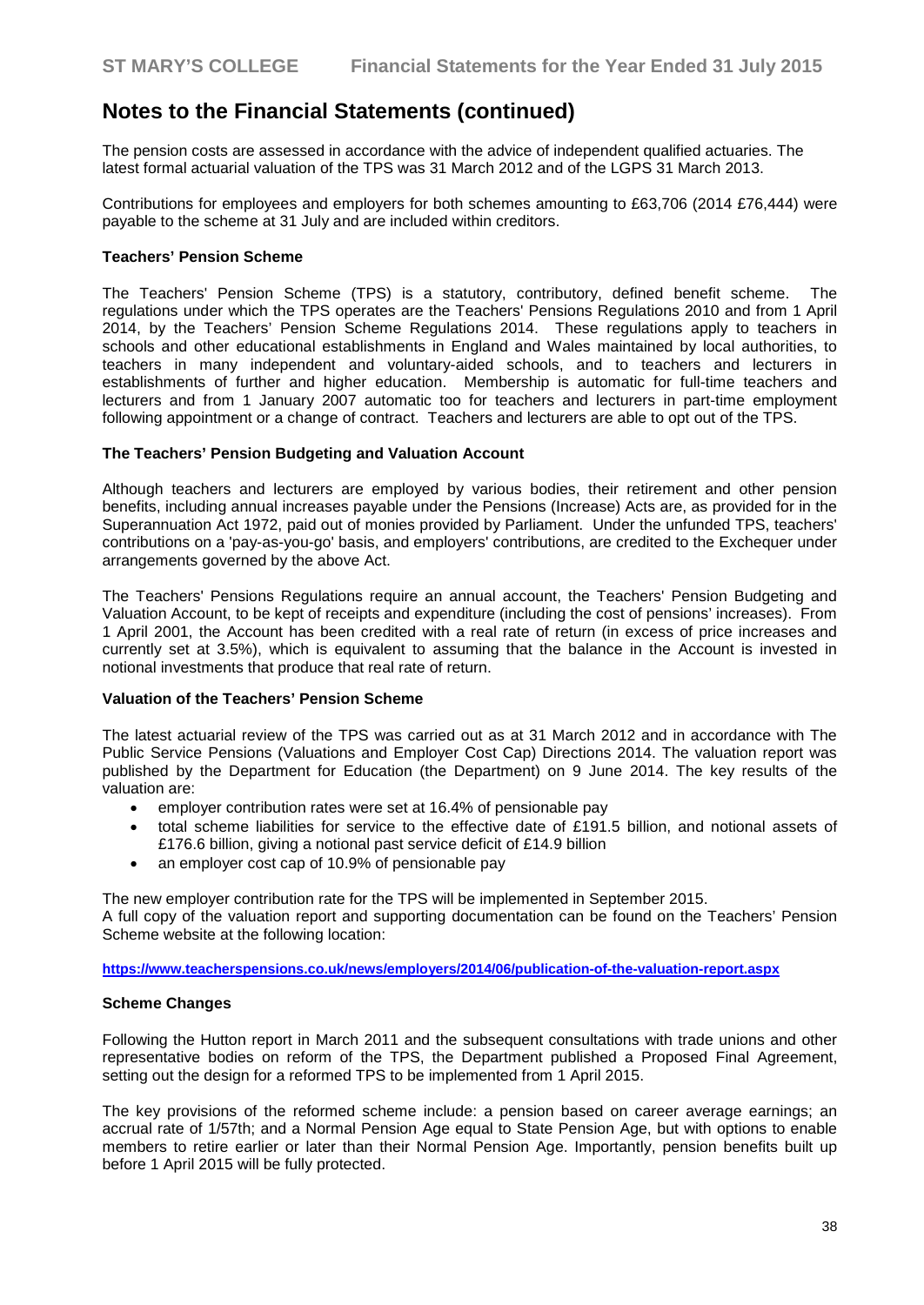# Notes to the Financial Statements (continued)

The pension costs are assessed in accordance with the advice of independent qualified actuaries. The latest formal actuarial valuation of the TPS was 31 March 2012 and of the LGPS 31 March 2013.

Contributions for employees and employers for both schemes amounting to £63,706 (2014 £76,444) were payable to the scheme at 31 July and are included within creditors.

**Teachers' Pension Scheme**

The Teachers' Pension Scheme (TPS) is a statutory, contributory, defined benefit scheme. The regulations under which the TPS operates are the Teachers' Pensions Regulations 2010 and from 1 April 2014, by the Teachers' Pension Scheme Regulations 2014. These regulations apply to teachers in schools and other educational establishments in England and Wales maintained by local authorities, to teachers in many independent and voluntary-aided schools, and to teachers and lecturers in establishments of further and higher education. Membership is automatic for full-time teachers and lecturers and from 1 January 2007 automatic too for teachers and lecturers in part-time employment following appointment or a change of contract. Teachers and lecturers are able to opt out of the TPS.

**The Teachers' Pension Budgeting and Valuation Account**

Although teachers and lecturers are employed by various bodies, their retirement and other pension benefits, including annual increases payable under the Pensions (Increase) Acts are, as provided for in the Superannuation Act 1972, paid out of monies provided by Parliament. Under the unfunded TPS, teachers' contributions on a 'pay-as-you-go' basis, and employers' contributions, are credited to the Exchequer under arrangements governed by the above Act.

The Teachers' Pensions Regulations require an annual account, the Teachers' Pension Budgeting and Valuation Account, to be kept of receipts and expenditure (including the cost of pensions' increases). From 1 April 2001, the Account has been credited with a real rate of return (in excess of price increases and currently set at 3.5%), which is equivalent to assuming that the balance in the Account is invested in notional investments that produce that real rate of return.

**Valuation of the Teachers' Pension Scheme**

The latest actuarial review of the TPS was carried out as at 31 March 2012 and in accordance with The Public Service Pensions (Valuations and Employer Cost Cap) Directions 2014. The valuation report was published by the Department for Education (the Department) on 9 June 2014. The key results of the valuation are:

- employer contribution rates were set at 16.4% of pensionable pay
- total scheme liabilities for service to the effective date of £191.5 billion, and notional assets of £176.6 billion, giving a notional past service deficit of £14.9 billion
- an employer cost cap of 10.9% of pensionable pay

The new employer contribution rate for the TPS will be implemented in September 2015.
A full copy of the valuation report and supporting documentation can be found on the Teachers' Pension Scheme website at the following location:

**https://www.teacherspensions.co.uk/news/employers/2014/06/publication-of-the-valuation-report.aspx**

**Scheme Changes**

Following the Hutton report in March 2011 and the subsequent consultations with trade unions and other representative bodies on reform of the TPS, the Department published a Proposed Final Agreement, setting out the design for a reformed TPS to be implemented from 1 April 2015.

The key provisions of the reformed scheme include: a pension based on career average earnings; an accrual rate of 1/57th; and a Normal Pension Age equal to State Pension Age, but with options to enable members to retire earlier or later than their Normal Pension Age. Importantly, pension benefits built up before 1 April 2015 will be fully protected.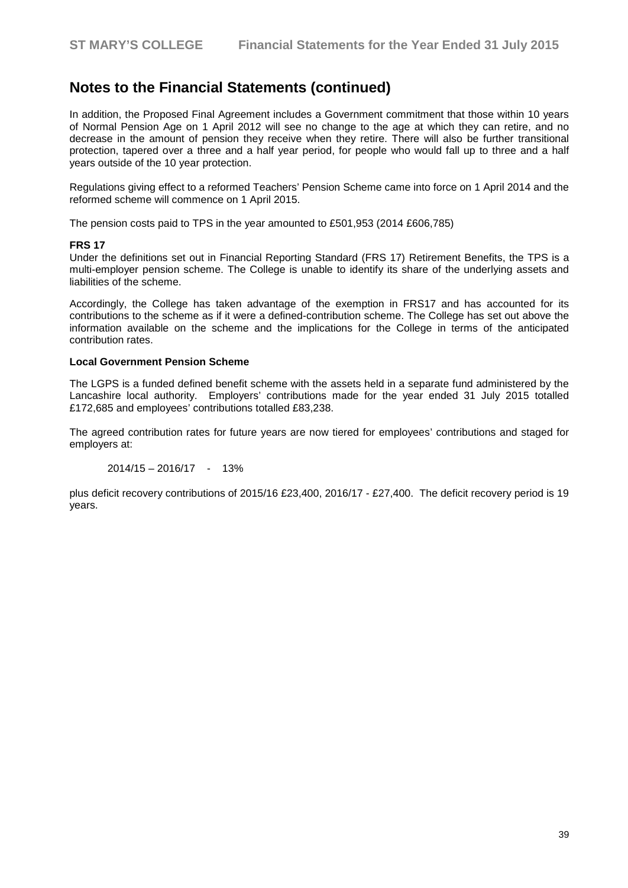## Notes to the Financial Statements (continued)

In addition, the Proposed Final Agreement includes a Government commitment that those within 10 years of Normal Pension Age on 1 April 2012 will see no change to the age at which they can retire, and no decrease in the amount of pension they receive when they retire. There will also be further transitional protection, tapered over a three and a half year period, for people who would fall up to three and a half years outside of the 10 year protection.

Regulations giving effect to a reformed Teachers' Pension Scheme came into force on 1 April 2014 and the reformed scheme will commence on 1 April 2015.

The pension costs paid to TPS in the year amounted to £501,953 (2014 £606,785)

**FRS 17**

Under the definitions set out in Financial Reporting Standard (FRS 17) Retirement Benefits, the TPS is a multi-employer pension scheme. The College is unable to identify its share of the underlying assets and liabilities of the scheme.

Accordingly, the College has taken advantage of the exemption in FRS17 and has accounted for its contributions to the scheme as if it were a defined-contribution scheme. The College has set out above the information available on the scheme and the implications for the College in terms of the anticipated contribution rates.

**Local Government Pension Scheme**

The LGPS is a funded defined benefit scheme with the assets held in a separate fund administered by the Lancashire local authority. Employers' contributions made for the year ended 31 July 2015 totalled £172,685 and employees' contributions totalled £83,238.

The agreed contribution rates for future years are now tiered for employees' contributions and staged for employers at:

2014/15 – 2016/17 - 13%

plus deficit recovery contributions of 2015/16 £23,400, 2016/17 - £27,400. The deficit recovery period is 19 years.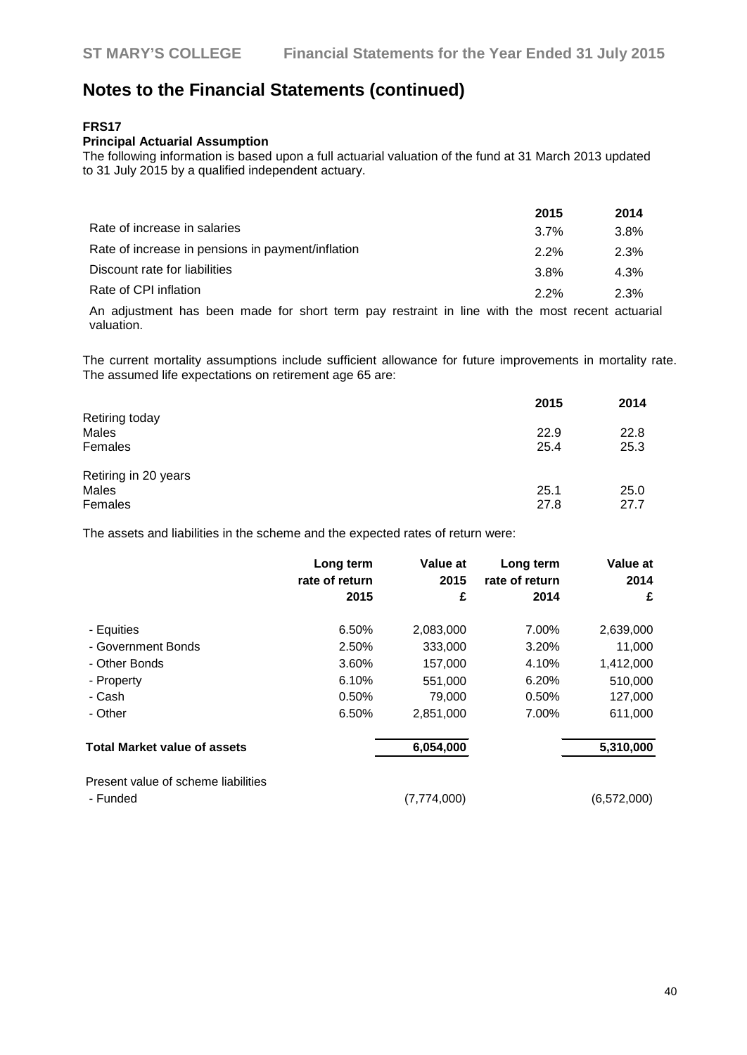# Notes to the Financial Statements (continued)

**FRS17**

**Principal Actuarial Assumption**

The following information is based upon a full actuarial valuation of the fund at 31 March 2013 updated to 31 July 2015 by a qualified independent actuary.

| | 2015 | 2014 |
|---|---|---|
| Rate of increase in salaries | 3.7% | 3.8% |
| Rate of increase in pensions in payment/inflation | 2.2% | 2.3% |
| Discount rate for liabilities | 3.8% | 4.3% |
| Rate of CPI inflation | 2.2% | 2.3% |

An adjustment has been made for short term pay restraint in line with the most recent actuarial valuation.

The current mortality assumptions include sufficient allowance for future improvements in mortality rate. The assumed life expectations on retirement age 65 are:

| | 2015 | 2014 |
|---|---|---|
| Retiring today | | |
| Males | 22.9 | 22.8 |
| Females | 25.4 | 25.3 |
| Retiring in 20 years | | |
| Males | 25.1 | 25.0 |
| Females | 27.8 | 27.7 |

The assets and liabilities in the scheme and the expected rates of return were:

| | Long term rate of return 2015 | Value at 2015 £ | Long term rate of return 2014 | Value at 2014 £ |
|---|---|---|---|---|
| - Equities | 6.50% | 2,083,000 | 7.00% | 2,639,000 |
| - Government Bonds | 2.50% | 333,000 | 3.20% | 11,000 |
| - Other Bonds | 3.60% | 157,000 | 4.10% | 1,412,000 |
| - Property | 6.10% | 551,000 | 6.20% | 510,000 |
| - Cash | 0.50% | 79,000 | 0.50% | 127,000 |
| - Other | 6.50% | 2,851,000 | 7.00% | 611,000 |
| **Total Market value of assets** | | **6,054,000** | | **5,310,000** |
| Present value of scheme liabilities | | | | |
| - Funded | | (7,774,000) | | (6,572,000) |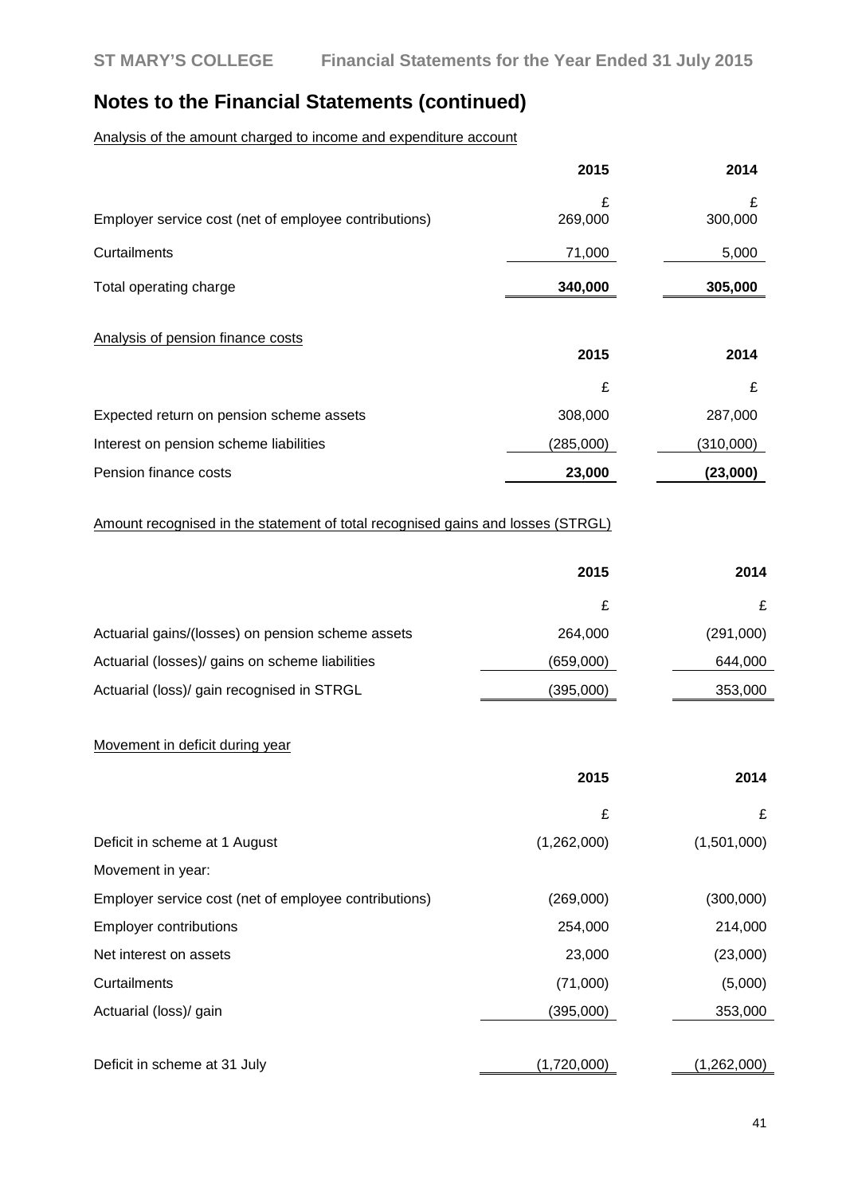## Notes to the Financial Statements (continued)

Analysis of the amount charged to income and expenditure account

| | 2015 | 2014 |
|---|---|---|
| | £ | £ |
| Employer service cost (net of employee contributions) | 269,000 | 300,000 |
| Curtailments | 71,000 | 5,000 |
| Total operating charge | **340,000** | **305,000** |

Analysis of pension finance costs

| | 2015 | 2014 |
|---|---|---|
| | £ | £ |
| Expected return on pension scheme assets | 308,000 | 287,000 |
| Interest on pension scheme liabilities | (285,000) | (310,000) |
| Pension finance costs | **23,000** | **(23,000)** |

Amount recognised in the statement of total recognised gains and losses (STRGL)

| | 2015 | 2014 |
|---|---|---|
| | £ | £ |
| Actuarial gains/(losses) on pension scheme assets | 264,000 | (291,000) |
| Actuarial (losses)/ gains on scheme liabilities | (659,000) | 644,000 |
| Actuarial (loss)/ gain recognised in STRGL | (395,000) | 353,000 |

Movement in deficit during year

| | 2015 | 2014 |
|---|---|---|
| | £ | £ |
| Deficit in scheme at 1 August | (1,262,000) | (1,501,000) |
| Movement in year: | | |
| Employer service cost (net of employee contributions) | (269,000) | (300,000) |
| Employer contributions | 254,000 | 214,000 |
| Net interest on assets | 23,000 | (23,000) |
| Curtailments | (71,000) | (5,000) |
| Actuarial (loss)/ gain | (395,000) | 353,000 |
| Deficit in scheme at 31 July | (1,720,000) | (1,262,000) |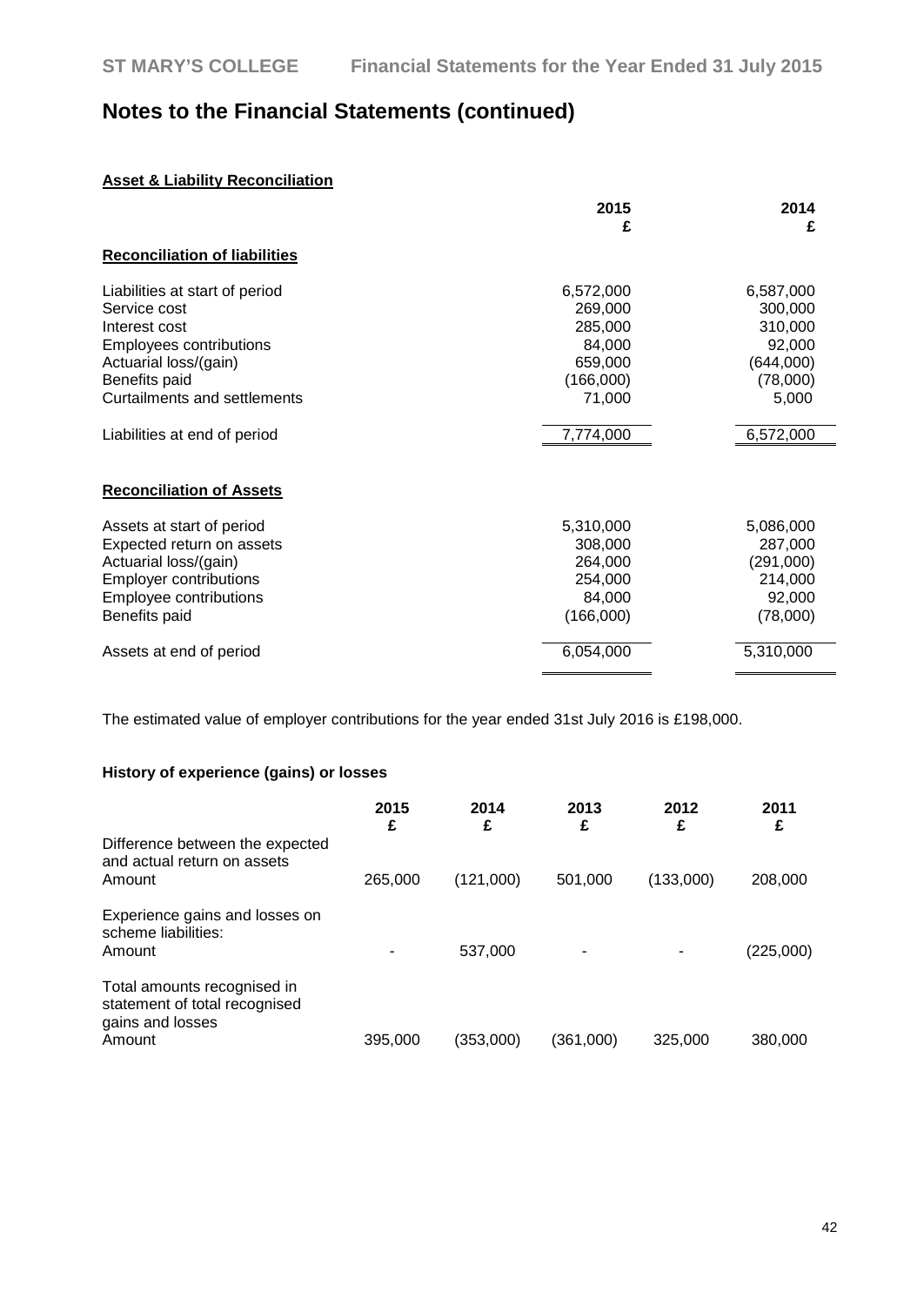# Notes to the Financial Statements (continued)

**Asset & Liability Reconciliation**

| | 2015<br>£ | 2014<br>£ |
|---|---|---|
| **Reconciliation of liabilities** | | |
| Liabilities at start of period | 6,572,000 | 6,587,000 |
| Service cost | 269,000 | 300,000 |
| Interest cost | 285,000 | 310,000 |
| Employees contributions | 84,000 | 92,000 |
| Actuarial loss/(gain) | 659,000 | (644,000) |
| Benefits paid | (166,000) | (78,000) |
| Curtailments and settlements | 71,000 | 5,000 |
| Liabilities at end of period | 7,774,000 | 6,572,000 |
| **Reconciliation of Assets** | | |
| Assets at start of period | 5,310,000 | 5,086,000 |
| Expected return on assets | 308,000 | 287,000 |
| Actuarial loss/(gain) | 264,000 | (291,000) |
| Employer contributions | 254,000 | 214,000 |
| Employee contributions | 84,000 | 92,000 |
| Benefits paid | (166,000) | (78,000) |
| Assets at end of period | 6,054,000 | 5,310,000 |

The estimated value of employer contributions for the year ended 31st July 2016 is £198,000.

**History of experience (gains) or losses**

| | 2015<br>£ | 2014<br>£ | 2013<br>£ | 2012<br>£ | 2011<br>£ |
|---|---|---|---|---|---|
| Difference between the expected and actual return on assets<br>Amount | 265,000 | (121,000) | 501,000 | (133,000) | 208,000 |
| Experience gains and losses on scheme liabilities:<br>Amount | - | 537,000 | - | - | (225,000) |
| Total amounts recognised in statement of total recognised gains and losses<br>Amount | 395,000 | (353,000) | (361,000) | 325,000 | 380,000 |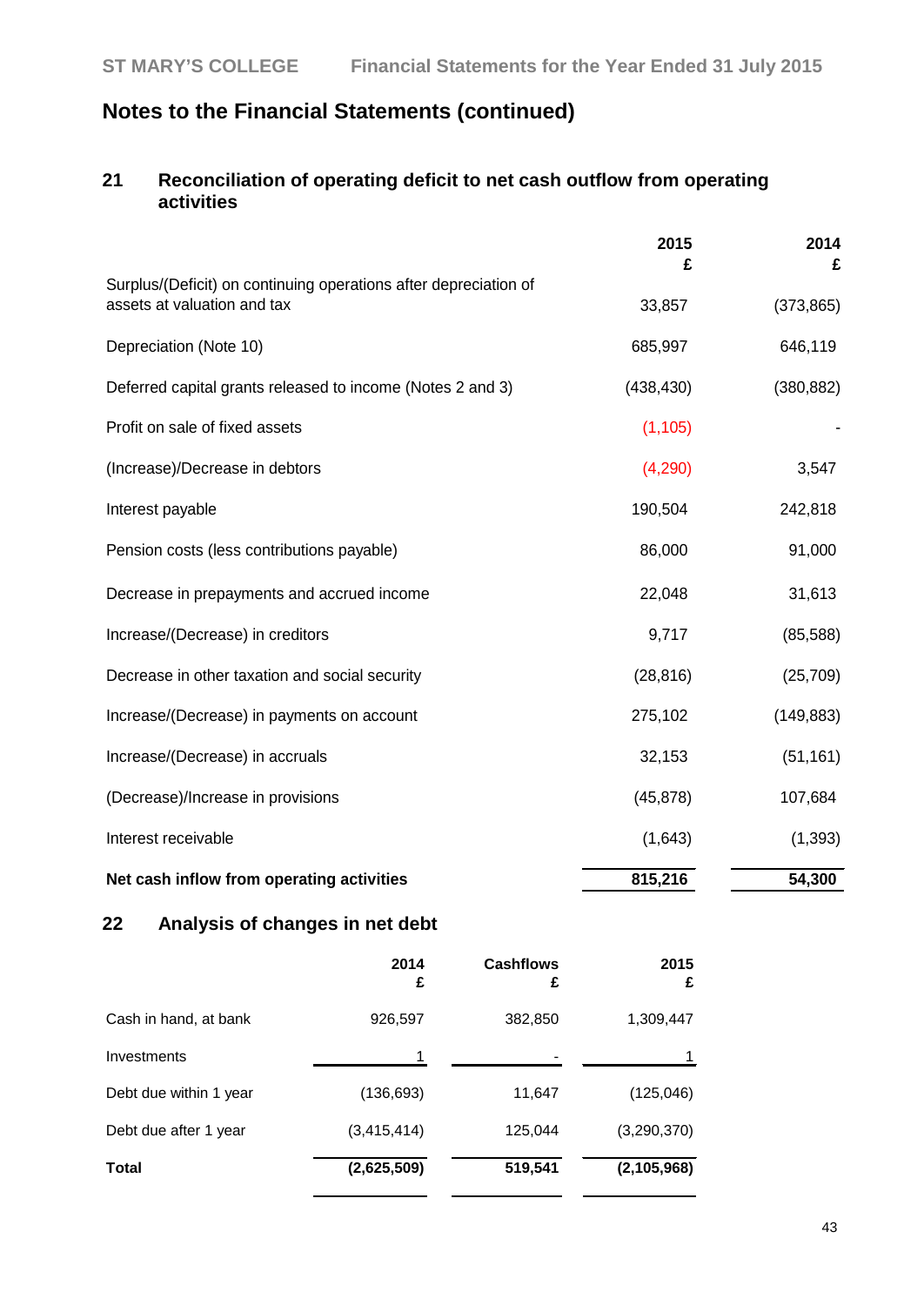## Notes to the Financial Statements (continued)

### 21 Reconciliation of operating deficit to net cash outflow from operating activities

| | 2015 £ | 2014 £ |
|---|---|---|
| Surplus/(Deficit) on continuing operations after depreciation of assets at valuation and tax | 33,857 | (373,865) |
| Depreciation (Note 10) | 685,997 | 646,119 |
| Deferred capital grants released to income (Notes 2 and 3) | (438,430) | (380,882) |
| Profit on sale of fixed assets | (1,105) | - |
| (Increase)/Decrease in debtors | (4,290) | 3,547 |
| Interest payable | 190,504 | 242,818 |
| Pension costs (less contributions payable) | 86,000 | 91,000 |
| Decrease in prepayments and accrued income | 22,048 | 31,613 |
| Increase/(Decrease) in creditors | 9,717 | (85,588) |
| Decrease in other taxation and social security | (28,816) | (25,709) |
| Increase/(Decrease) in payments on account | 275,102 | (149,883) |
| Increase/(Decrease) in accruals | 32,153 | (51,161) |
| (Decrease)/Increase in provisions | (45,878) | 107,684 |
| Interest receivable | (1,643) | (1,393) |
| **Net cash inflow from operating activities** | **815,216** | **54,300** |

### 22 Analysis of changes in net debt

| | 2014 £ | Cashflows £ | 2015 £ |
|---|---|---|---|
| Cash in hand, at bank | 926,597 | 382,850 | 1,309,447 |
| Investments | 1 | - | 1 |
| Debt due within 1 year | (136,693) | 11,647 | (125,046) |
| Debt due after 1 year | (3,415,414) | 125,044 | (3,290,370) |
| **Total** | **(2,625,509)** | **519,541** | **(2,105,968)** |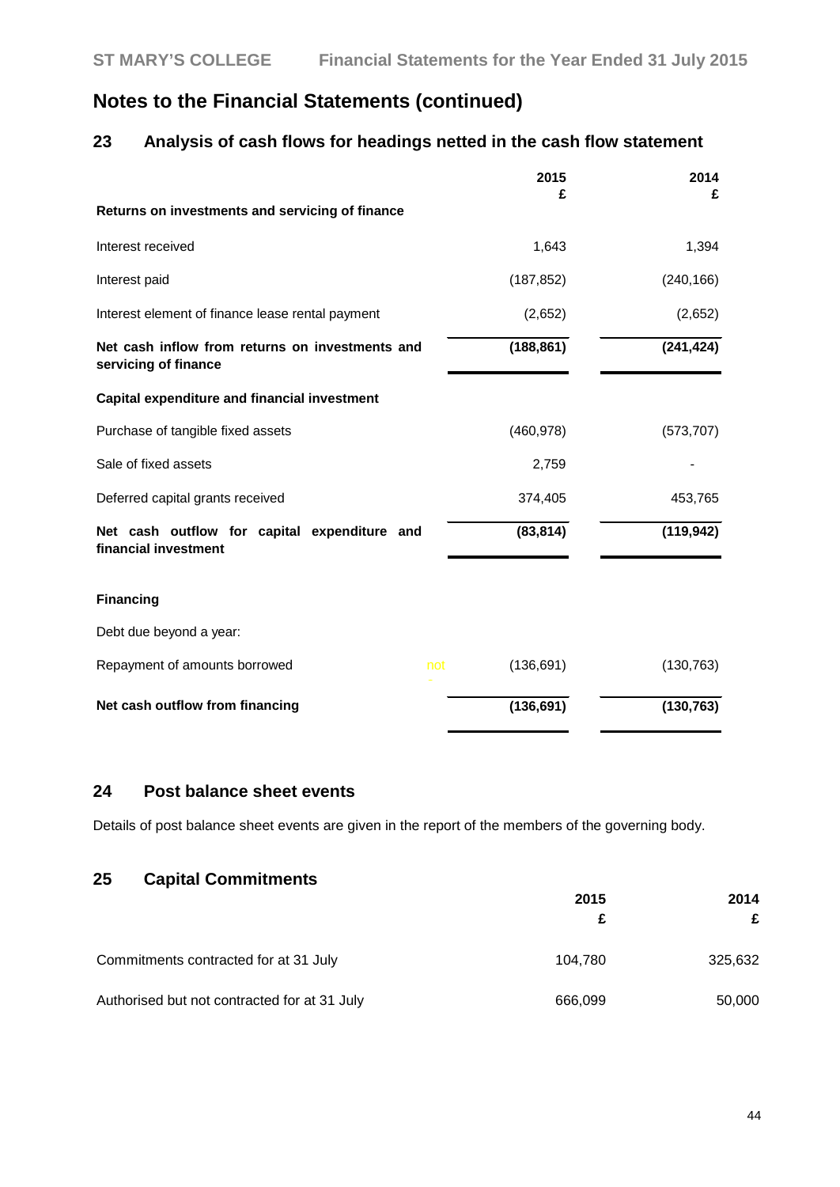## Notes to the Financial Statements (continued)

### 23 Analysis of cash flows for headings netted in the cash flow statement

| | 2015 £ | 2014 £ |
|---|---|---|
| **Returns on investments and servicing of finance** | | |
| Interest received | 1,643 | 1,394 |
| Interest paid | (187,852) | (240,166) |
| Interest element of finance lease rental payment | (2,652) | (2,652) |
| **Net cash inflow from returns on investments and servicing of finance** | **(188,861)** | **(241,424)** |
| **Capital expenditure and financial investment** | | |
| Purchase of tangible fixed assets | (460,978) | (573,707) |
| Sale of fixed assets | 2,759 | - |
| Deferred capital grants received | 374,405 | 453,765 |
| **Net cash outflow for capital expenditure and financial investment** | **(83,814)** | **(119,942)** |
| **Financing** | | |
| Debt due beyond a year: | | |
| Repayment of amounts borrowed | (136,691) | (130,763) |
| **Net cash outflow from financing** | **(136,691)** | **(130,763)** |

### 24 Post balance sheet events

Details of post balance sheet events are given in the report of the members of the governing body.

### 25 Capital Commitments

| | 2015 £ | 2014 £ |
|---|---|---|
| Commitments contracted for at 31 July | 104,780 | 325,632 |
| Authorised but not contracted for at 31 July | 666,099 | 50,000 |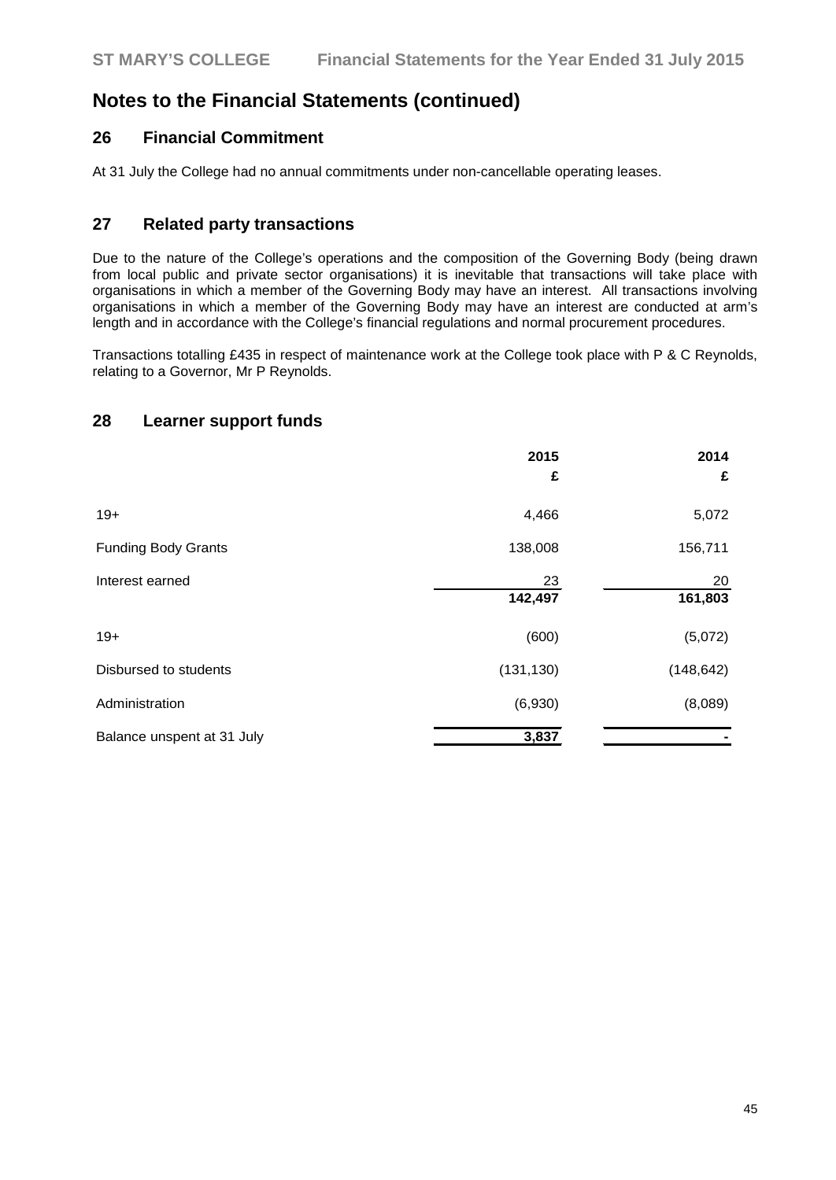# Notes to the Financial Statements (continued)

## 26 Financial Commitment

At 31 July the College had no annual commitments under non-cancellable operating leases.

## 27 Related party transactions

Due to the nature of the College's operations and the composition of the Governing Body (being drawn from local public and private sector organisations) it is inevitable that transactions will take place with organisations in which a member of the Governing Body may have an interest. All transactions involving organisations in which a member of the Governing Body may have an interest are conducted at arm's length and in accordance with the College's financial regulations and normal procurement procedures.

Transactions totalling £435 in respect of maintenance work at the College took place with P & C Reynolds, relating to a Governor, Mr P Reynolds.

## 28 Learner support funds

| | 2015 | 2014 |
|---|---|---|
| | £ | £ |
| 19+ | 4,466 | 5,072 |
| Funding Body Grants | 138,008 | 156,711 |
| Interest earned | 23 | 20 |
| | **142,497** | **161,803** |
| 19+ | (600) | (5,072) |
| Disbursed to students | (131,130) | (148,642) |
| Administration | (6,930) | (8,089) |
| Balance unspent at 31 July | **3,837** | **-** |